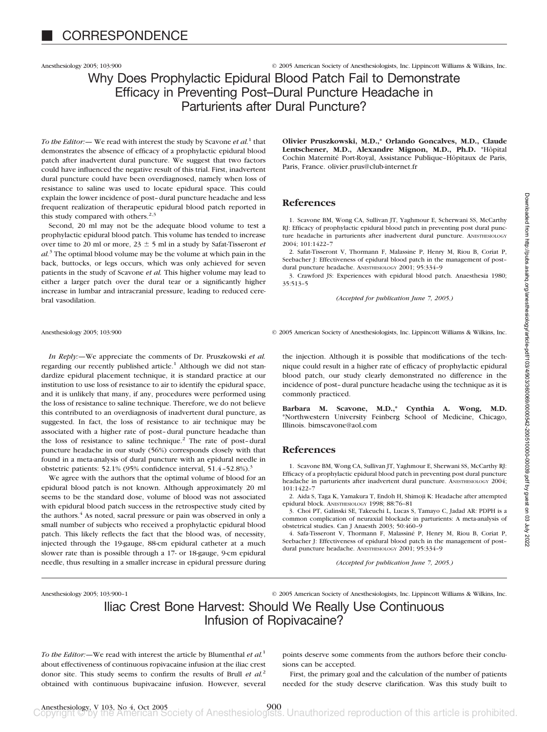# CORRESPONDENCE

## Why Does Prophylactic Epidural Blood Patch Fail to Demonstrate Efficacy in Preventing Post–Dural Puncture Headache in Parturients after Dural Puncture?

*To the Editor:*— We read with interest the study by Scavone *et al.*[1] that demonstrates the absence of efficacy of a prophylactic epidural blood patch after inadvertent dural puncture. We suggest that two factors could have influenced the negative result of this trial. First, inadvertent dural puncture could have been overdiagnosed, namely when loss of resistance to saline was used to locate epidural space. This could explain the lower incidence of post–dural puncture headache and less frequent realization of therapeutic epidural blood patch reported in this study compared with others.[2,3]

Second, 20 ml may not be the adequate blood volume to test a prophylactic epidural blood patch. This volume has tended to increase over time to 20 ml or more, 23 ± 5 ml in a study by Safat-Tisseront *et al.*[3] The optimal blood volume may be the volume at which pain in the back, buttocks, or legs occurs, which was only achieved for seven patients in the study of Scavone *et al.* This higher volume may lead to either a larger patch over the dural tear or a significantly higher increase in lumbar and intracranial pressure, leading to reduced cerebral vasodilation.

**Olivier Pruszkowski, M.D.,\* Orlando Goncalves, M.D., Claude Lentschener, M.D., Alexandre Mignon, M.D., Ph.D.** \*Hôpital Cochin Maternité Port-Royal, Assistance Publique–Hôpitaux de Paris, Paris, France. olivier.prus@club-internet.fr

### References

1. Scavone BM, Wong CA, Sullivan JT, Yaghmour E, Scherwani SS, McCarthy RJ: Efficacy of prophylactic epidural blood patch in preventing post dural puncture headache in parturients after inadvertent dural puncture. ANESTHESIOLOGY 2004; 101:1422–7
2. Safat-Tisseront V, Thormann F, Malassine P, Henry M, Riou B, Coriat P, Seebacher J: Effectiveness of epidural blood patch in the management of post-dural puncture headache. ANESTHESIOLOGY 2001; 95:334–9
3. Crawford JS: Experiences with epidural blood patch. Anaesthesia 1980; 35:513–5

*(Accepted for publication June 7, 2005.)*

---

*In Reply:*—We appreciate the comments of Dr. Pruszkowski *et al.* regarding our recently published article.[1] Although we did not standardize epidural placement technique, it is standard practice at our institution to use loss of resistance to air to identify the epidural space, and it is unlikely that many, if any, procedures were performed using the loss of resistance to saline technique. Therefore, we do not believe this contributed to an overdiagnosis of inadvertent dural puncture, as suggested. In fact, the loss of resistance to air technique may be associated with a higher rate of post–dural puncture headache than the loss of resistance to saline technique.[2] The rate of post–dural puncture headache in our study (56%) corresponds closely with that found in a meta-analysis of dural puncture with an epidural needle in obstetric patients: 52.1% (95% confidence interval, 51.4–52.8%).[3]

We agree with the authors that the optimal volume of blood for an epidural blood patch is not known. Although approximately 20 ml seems to be the standard dose, volume of blood was not associated with epidural blood patch success in the retrospective study cited by the authors.[4] As noted, sacral pressure or pain was observed in only a small number of subjects who received a prophylactic epidural blood patch. This likely reflects the fact that the blood was, of necessity, injected through the 19-gauge, 88-cm epidural catheter at a much slower rate than is possible through a 17- or 18-gauge, 9-cm epidural needle, thus resulting in a smaller increase in epidural pressure during the injection. Although it is possible that modifications of the technique could result in a higher rate of efficacy of prophylactic epidural blood patch, our study clearly demonstrated no difference in the incidence of post–dural puncture headache using the technique as it is commonly practiced.

**Barbara M. Scavone, M.D.,\* Cynthia A. Wong, M.D.** \*Northwestern University Feinberg School of Medicine, Chicago, Illinois. bimscavone@aol.com

### References

1. Scavone BM, Wong CA, Sullivan JT, Yaghmour E, Sherwani SS, McCarthy RJ: Efficacy of a prophylactic epidural blood patch in preventing post dural puncture headache in parturients after inadvertent dural puncture. ANESTHESIOLOGY 2004; 101:1422–7
2. Aida S, Taga K, Yamakura T, Endoh H, Shimoji K: Headache after attempted epidural block. ANESTHESIOLOGY 1998; 88:76–81
3. Choi PT, Galinski SE, Takeuchi L, Lucas S, Tamayo C, Jadad AR: PDPH is a common complication of neuraxial blockade in parturients: A meta-analysis of obstetrical studies. Can J Anaesth 2003; 50:460–9
4. Safa-Tisseront V, Thormann F, Malassiné P, Henry M, Riou B, Coriat P, Seebacher J: Effectiveness of epidural blood patch in the management of post-dural puncture headache. ANESTHESIOLOGY 2001; 95:334–9

*(Accepted for publication June 7, 2005.)*

---

## Iliac Crest Bone Harvest: Should We Really Use Continuous Infusion of Ropivacaine?

*To the Editor:*—We read with interest the article by Blumenthal *et al.*[1] about effectiveness of continuous ropivacaine infusion at the iliac crest donor site. This study seems to confirm the results of Brull *et al.*[2] obtained with continuous bupivacaine infusion. However, several points deserve some comments from the authors before their conclusions can be accepted.

First, the primary goal and the calculation of the number of patients needed for the study deserve clarification. Was this study built to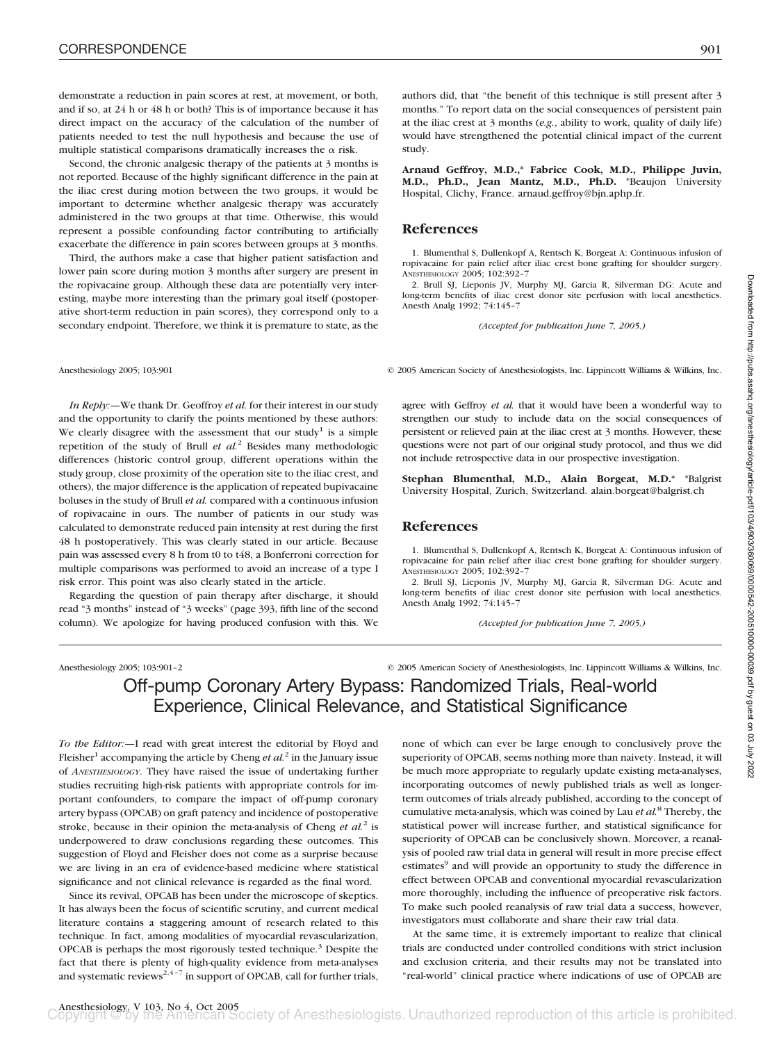demonstrate a reduction in pain scores at rest, at movement, or both, and if so, at 24 h or 48 h or both? This is of importance because it has direct impact on the accuracy of the calculation of the number of patients needed to test the null hypothesis and because the use of multiple statistical comparisons dramatically increases the $\alpha$ risk.

Second, the chronic analgesic therapy of the patients at 3 months is not reported. Because of the highly significant difference in the pain at the iliac crest during motion between the two groups, it would be important to determine whether analgesic therapy was accurately administered in the two groups at that time. Otherwise, this would represent a possible confounding factor contributing to artificially exacerbate the difference in pain scores between groups at 3 months.

Third, the authors make a case that higher patient satisfaction and lower pain score during motion 3 months after surgery are present in the ropivacaine group. Although these data are potentially very interesting, maybe more interesting than the primary goal itself (postoperative short-term reduction in pain scores), they correspond only to a secondary endpoint. Therefore, we think it is premature to state, as the authors did, that "the benefit of this technique is still present after 3 months." To report data on the social consequences of persistent pain at the iliac crest at 3 months (*e.g.*, ability to work, quality of daily life) would have strengthened the potential clinical impact of the current study.

**Arnaud Geffroy, M.D.,\* Fabrice Cook, M.D., Philippe Juvin, M.D., Ph.D., Jean Mantz, M.D., Ph.D.** \*Beaujon University Hospital, Clichy, France. arnaud.geffroy@bjn.aphp.fr.

## References

1. Blumenthal S, Dullenkopf A, Rentsch K, Borgeat A: Continuous infusion of ropivacaine for pain relief after iliac crest bone grafting for shoulder surgery. ANESTHESIOLOGY 2005; 102:392–7
2. Brull SJ, Lieponis JV, Murphy MJ, Garcia R, Silverman DG: Acute and long-term benefits of iliac crest donor site perfusion with local anesthetics. Anesth Analg 1992; 74:145–7

*(Accepted for publication June 7, 2005.)*

*In Reply:*—We thank Dr. Geoffroy *et al.* for their interest in our study and the opportunity to clarify the points mentioned by these authors: We clearly disagree with the assessment that our study[1] is a simple repetition of the study of Brull *et al.*[2] Besides many methodologic differences (historic control group, different operations within the study group, close proximity of the operation site to the iliac crest, and others), the major difference is the application of repeated bupivacaine boluses in the study of Brull *et al.* compared with a continuous infusion of ropivacaine in ours. The number of patients in our study was calculated to demonstrate reduced pain intensity at rest during the first 48 h postoperatively. This was clearly stated in our article. Because pain was assessed every 8 h from t0 to t48, a Bonferroni correction for multiple comparisons was performed to avoid an increase of a type I risk error. This point was also clearly stated in the article.

Regarding the question of pain therapy after discharge, it should read "3 months" instead of "3 weeks" (page 393, fifth line of the second column). We apologize for having produced confusion with this. We agree with Geffroy *et al.* that it would have been a wonderful way to strengthen our study to include data on the social consequences of persistent or relieved pain at the iliac crest at 3 months. However, these questions were not part of our original study protocol, and thus we did not include retrospective data in our prospective investigation.

**Stephan Blumenthal, M.D., Alain Borgeat, M.D.\*** \*Balgrist University Hospital, Zurich, Switzerland. alain.borgeat@balgrist.ch

## References

1. Blumenthal S, Dullenkopf A, Rentsch K, Borgeat A: Continuous infusion of ropivacaine for pain relief after iliac crest bone grafting for shoulder surgery. ANESTHESIOLOGY 2005; 102:392–7
2. Brull SJ, Lieponis JV, Murphy MJ, Garcia R, Silverman DG: Acute and long-term benefits of iliac crest donor site perfusion with local anesthetics. Anesth Analg 1992; 74:145–7

*(Accepted for publication June 7, 2005.)*

# Off-pump Coronary Artery Bypass: Randomized Trials, Real-world Experience, Clinical Relevance, and Statistical Significance

*To the Editor:*—I read with great interest the editorial by Floyd and Fleisher[1] accompanying the article by Cheng *et al.*[2] in the January issue of *ANESTHESIOLOGY*. They have raised the issue of undertaking further studies recruiting high-risk patients with appropriate controls for important confounders, to compare the impact of off-pump coronary artery bypass (OPCAB) on graft patency and incidence of postoperative stroke, because in their opinion the meta-analysis of Cheng *et al.*[2] is underpowered to draw conclusions regarding these outcomes. This suggestion of Floyd and Fleisher does not come as a surprise because we are living in an era of evidence-based medicine where statistical significance and not clinical relevance is regarded as the final word.

Since its revival, OPCAB has been under the microscope of skeptics. It has always been the focus of scientific scrutiny, and current medical literature contains a staggering amount of research related to this technique. In fact, among modalities of myocardial revascularization, OPCAB is perhaps the most rigorously tested technique.[3] Despite the fact that there is plenty of high-quality evidence from meta-analyses and systematic reviews[2,4–7] in support of OPCAB, call for further trials, none of which can ever be large enough to conclusively prove the superiority of OPCAB, seems nothing more than naivety. Instead, it will be much more appropriate to regularly update existing meta-analyses, incorporating outcomes of newly published trials as well as longer-term outcomes of trials already published, according to the concept of cumulative meta-analysis, which was coined by Lau *et al.*[8] Thereby, the statistical power will increase further, and statistical significance for superiority of OPCAB can be conclusively shown. Moreover, a reanalysis of pooled raw trial data in general will result in more precise effect estimates[9] and will provide an opportunity to study the difference in effect between OPCAB and conventional myocardial revascularization more thoroughly, including the influence of preoperative risk factors. To make such pooled reanalysis of raw trial data a success, however, investigators must collaborate and share their raw trial data.

At the same time, it is extremely important to realize that clinical trials are conducted under controlled conditions with strict inclusion and exclusion criteria, and their results may not be translated into "real-world" clinical practice where indications of use of OPCAB are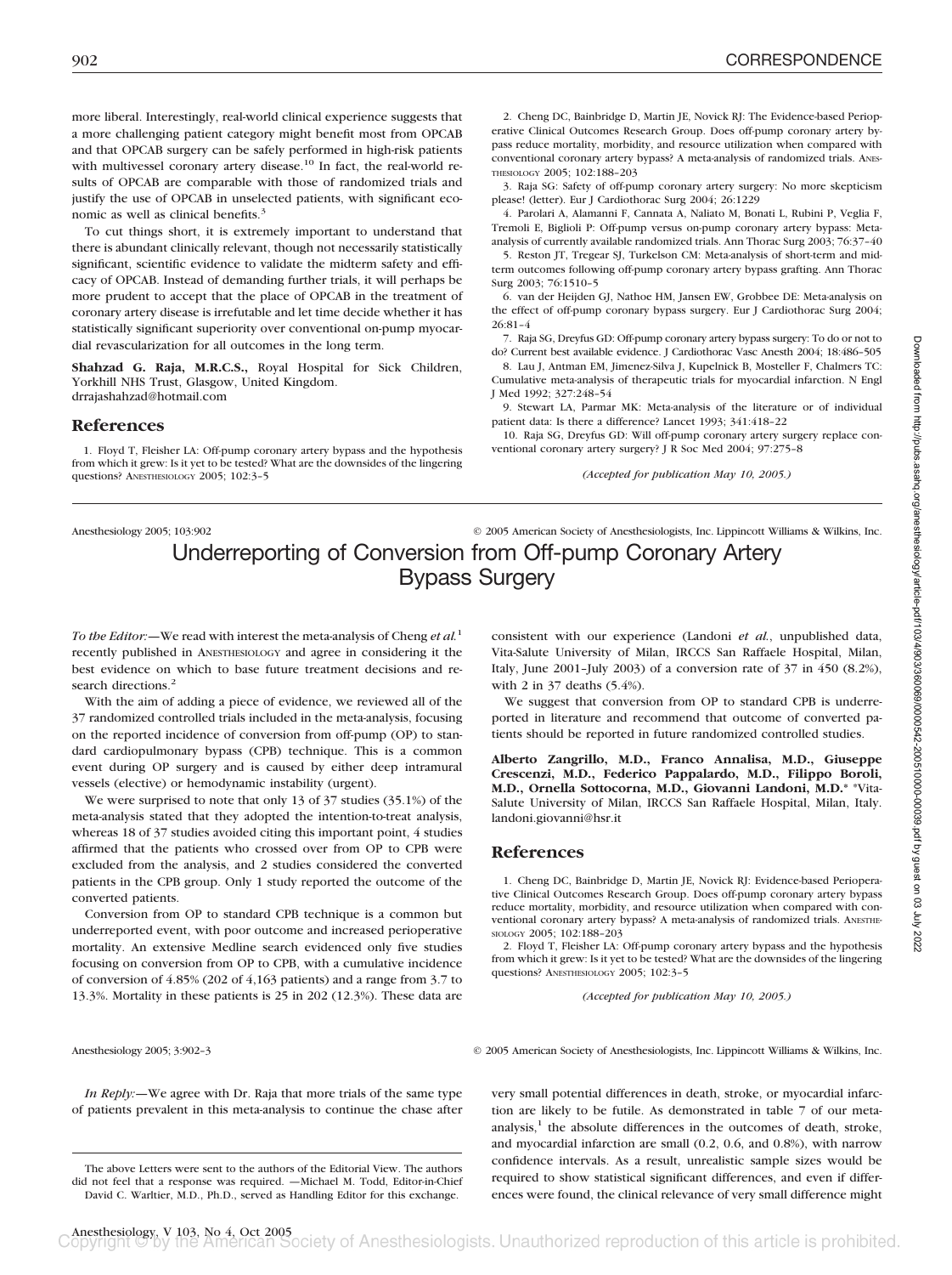more liberal. Interestingly, real-world clinical experience suggests that a more challenging patient category might benefit most from OPCAB and that OPCAB surgery can be safely performed in high-risk patients with multivessel coronary artery disease.[10] In fact, the real-world results of OPCAB are comparable with those of randomized trials and justify the use of OPCAB in unselected patients, with significant economic as well as clinical benefits.[3]

To cut things short, it is extremely important to understand that there is abundant clinically relevant, though not necessarily statistically significant, scientific evidence to validate the midterm safety and efficacy of OPCAB. Instead of demanding further trials, it will perhaps be more prudent to accept that the place of OPCAB in the treatment of coronary artery disease is irrefutable and let time decide whether it has statistically significant superiority over conventional on-pump myocardial revascularization for all outcomes in the long term.

**Shahzad G. Raja, M.R.C.S.,** Royal Hospital for Sick Children, Yorkhill NHS Trust, Glasgow, United Kingdom. drrajashahzad@hotmail.com

## References

1. Floyd T, Fleisher LA: Off-pump coronary artery bypass and the hypothesis from which it grew: Is it yet to be tested? What are the downsides of the lingering questions? ANESTHESIOLOGY 2005; 102:3–5
2. Cheng DC, Bainbridge D, Martin JE, Novick RJ: The Evidence-based Perioperative Clinical Outcomes Research Group. Does off-pump coronary artery bypass reduce mortality, morbidity, and resource utilization when compared with conventional coronary artery bypass? A meta-analysis of randomized trials. ANESTHESIOLOGY 2005; 102:188–203
3. Raja SG: Safety of off-pump coronary artery surgery: No more skepticism please! (letter). Eur J Cardiothorac Surg 2004; 26:1229
4. Parolari A, Alamanni F, Cannata A, Naliato M, Bonati L, Rubini P, Veglia F, Tremoli E, Biglioli P: Off-pump versus on-pump coronary artery bypass: Meta-analysis of currently available randomized trials. Ann Thorac Surg 2003; 76:37–40
5. Reston JT, Tregear SJ, Turkelson CM: Meta-analysis of short-term and mid-term outcomes following off-pump coronary artery bypass grafting. Ann Thorac Surg 2003; 76:1510–5
6. van der Heijden GJ, Nathoe HM, Jansen EW, Grobbee DE: Meta-analysis on the effect of off-pump coronary bypass surgery. Eur J Cardiothorac Surg 2004; 26:81–4
7. Raja SG, Dreyfus GD: Off-pump coronary artery bypass surgery: To do or not to do? Current best available evidence. J Cardiothorac Vasc Anesth 2004; 18:486–505
8. Lau J, Antman EM, Jimenez-Silva J, Kupelnick B, Mosteller F, Chalmers TC: Cumulative meta-analysis of therapeutic trials for myocardial infarction. N Engl J Med 1992; 327:248–54
9. Stewart LA, Parmar MK: Meta-analysis of the literature or of individual patient data: Is there a difference? Lancet 1993; 341:418–22
10. Raja SG, Dreyfus GD: Will off-pump coronary artery surgery replace conventional coronary artery surgery? J R Soc Med 2004; 97:275–8

*(Accepted for publication May 10, 2005.)*

Anesthesiology 2005; 103:902 © 2005 American Society of Anesthesiologists, Inc. Lippincott Williams & Wilkins, Inc.

# Underreporting of Conversion from Off-pump Coronary Artery Bypass Surgery

*To the Editor:*—We read with interest the meta-analysis of Cheng *et al.*[1] recently published in ANESTHESIOLOGY and agree in considering it the best evidence on which to base future treatment decisions and research directions.[2]

With the aim of adding a piece of evidence, we reviewed all of the 37 randomized controlled trials included in the meta-analysis, focusing on the reported incidence of conversion from off-pump (OP) to standard cardiopulmonary bypass (CPB) technique. This is a common event during OP surgery and is caused by either deep intramural vessels (elective) or hemodynamic instability (urgent).

We were surprised to note that only 13 of 37 studies (35.1%) of the meta-analysis stated that they adopted the intention-to-treat analysis, whereas 18 of 37 studies avoided citing this important point, 4 studies affirmed that the patients who crossed over from OP to CPB were excluded from the analysis, and 2 studies considered the converted patients in the CPB group. Only 1 study reported the outcome of the converted patients.

Conversion from OP to standard CPB technique is a common but underreported event, with poor outcome and increased perioperative mortality. An extensive Medline search evidenced only five studies focusing on conversion from OP to CPB, with a cumulative incidence of conversion of 4.85% (202 of 4,163 patients) and a range from 3.7 to 13.3%. Mortality in these patients is 25 in 202 (12.3%). These data are consistent with our experience (Landoni *et al.*, unpublished data, Vita-Salute University of Milan, IRCCS San Raffaele Hospital, Milan, Italy, June 2001–July 2003) of a conversion rate of 37 in 450 (8.2%), with 2 in 37 deaths (5.4%).

We suggest that conversion from OP to standard CPB is underreported in literature and recommend that outcome of converted patients should be reported in future randomized controlled studies.

**Alberto Zangrillo, M.D., Franco Annalisa, M.D., Giuseppe Crescenzi, M.D., Federico Pappalardo, M.D., Filippo Boroli, M.D., Ornella Sottocorna, M.D., Giovanni Landoni, M.D.*** *Vita-Salute University of Milan, IRCCS San Raffaele Hospital, Milan, Italy. landoni.giovanni@hsr.it

## References

1. Cheng DC, Bainbridge D, Martin JE, Novick RJ: Evidence-based Perioperative Clinical Outcomes Research Group. Does off-pump coronary artery bypass reduce mortality, morbidity, and resource utilization when compared with conventional coronary artery bypass? A meta-analysis of randomized trials. ANESTHESIOLOGY 2005; 102:188–203
2. Floyd T, Fleisher LA: Off-pump coronary artery bypass and the hypothesis from which it grew: Is it yet to be tested? What are the downsides of the lingering questions? ANESTHESIOLOGY 2005; 102:3–5

*(Accepted for publication May 10, 2005.)*

Anesthesiology 2005; 3:902–3 © 2005 American Society of Anesthesiologists, Inc. Lippincott Williams & Wilkins, Inc.

*In Reply:*—We agree with Dr. Raja that more trials of the same type of patients prevalent in this meta-analysis to continue the chase after very small potential differences in death, stroke, or myocardial infarction are likely to be futile. As demonstrated in table 7 of our meta-analysis,[1] the absolute differences in the outcomes of death, stroke, and myocardial infarction are small (0.2, 0.6, and 0.8%), with narrow confidence intervals. As a result, unrealistic sample sizes would be required to show statistical significant differences, and even if differences were found, the clinical relevance of very small difference might

The above Letters were sent to the authors of the Editorial View. The authors did not feel that a response was required. —Michael M. Todd, Editor-in-Chief

David C. Warltier, M.D., Ph.D., served as Handling Editor for this exchange.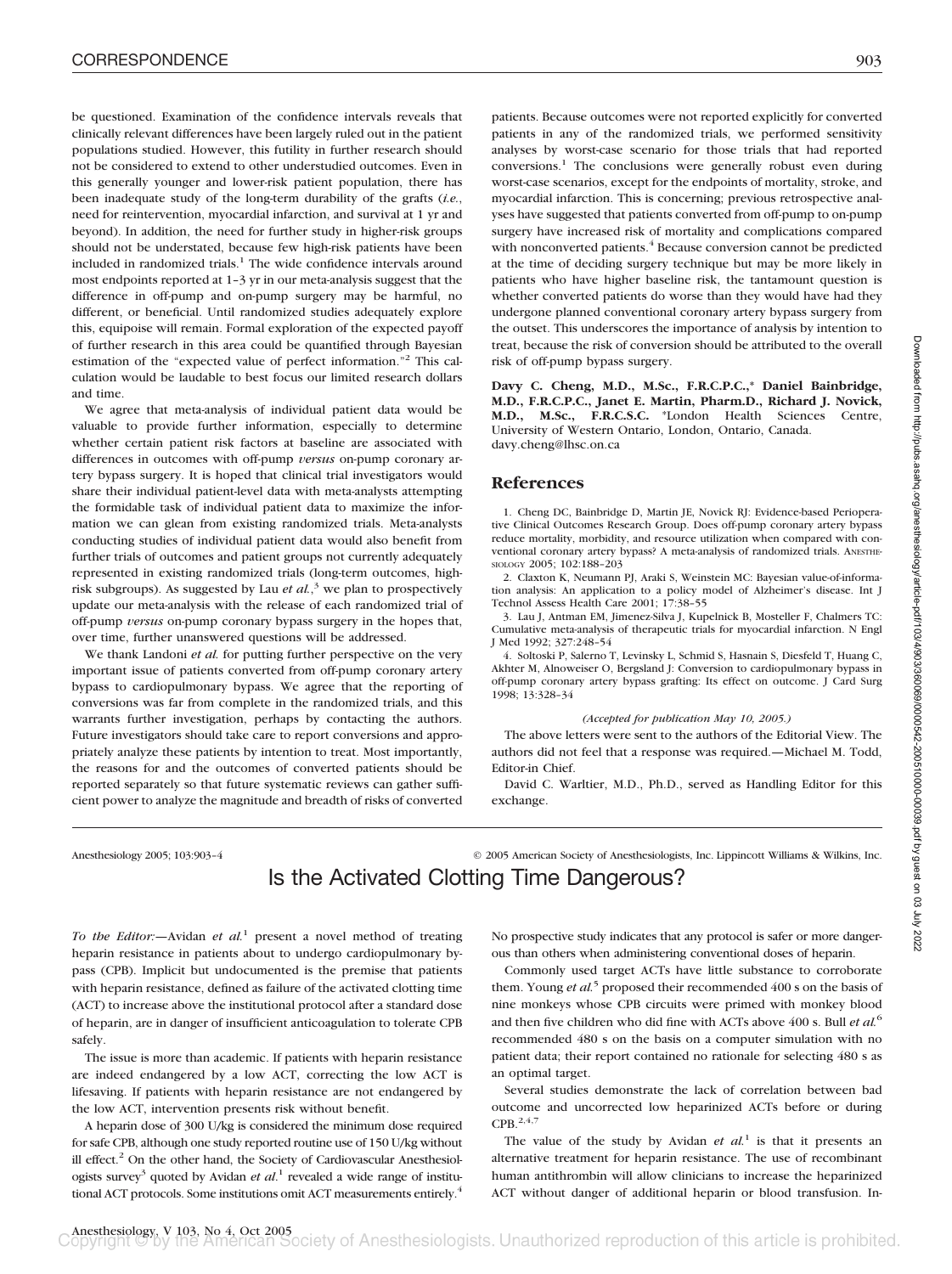be questioned. Examination of the confidence intervals reveals that clinically relevant differences have been largely ruled out in the patient populations studied. However, this futility in further research should not be considered to extend to other understudied outcomes. Even in this generally younger and lower-risk patient population, there has been inadequate study of the long-term durability of the grafts (*i.e.*, need for reintervention, myocardial infarction, and survival at 1 yr and beyond). In addition, the need for further study in higher-risk groups should not be understated, because few high-risk patients have been included in randomized trials.[1] The wide confidence intervals around most endpoints reported at 1–3 yr in our meta-analysis suggest that the difference in off-pump and on-pump surgery may be harmful, no different, or beneficial. Until randomized studies adequately explore this, equipoise will remain. Formal exploration of the expected payoff of further research in this area could be quantified through Bayesian estimation of the "expected value of perfect information."[2] This calculation would be laudable to best focus our limited research dollars and time.

We agree that meta-analysis of individual patient data would be valuable to provide further information, especially to determine whether certain patient risk factors at baseline are associated with differences in outcomes with off-pump *versus* on-pump coronary artery bypass surgery. It is hoped that clinical trial investigators would share their individual patient-level data with meta-analysts attempting the formidable task of individual patient data to maximize the information we can glean from existing randomized trials. Meta-analysts conducting studies of individual patient data would also benefit from further trials of outcomes and patient groups not currently adequately represented in existing randomized trials (long-term outcomes, high-risk subgroups). As suggested by Lau *et al.*,[3] we plan to prospectively update our meta-analysis with the release of each randomized trial of off-pump *versus* on-pump coronary bypass surgery in the hopes that, over time, further unanswered questions will be addressed.

We thank Landoni *et al.* for putting further perspective on the very important issue of patients converted from off-pump coronary artery bypass to cardiopulmonary bypass. We agree that the reporting of conversions was far from complete in the randomized trials, and this warrants further investigation, perhaps by contacting the authors. Future investigators should take care to report conversions and appropriately analyze these patients by intention to treat. Most importantly, the reasons for and the outcomes of converted patients should be reported separately so that future systematic reviews can gather sufficient power to analyze the magnitude and breadth of risks of converted patients. Because outcomes were not reported explicitly for converted patients in any of the randomized trials, we performed sensitivity analyses by worst-case scenario for those trials that had reported conversions.[1] The conclusions were generally robust even during worst-case scenarios, except for the endpoints of mortality, stroke, and myocardial infarction. This is concerning; previous retrospective analyses have suggested that patients converted from off-pump to on-pump surgery have increased risk of mortality and complications compared with nonconverted patients.[4] Because conversion cannot be predicted at the time of deciding surgery technique but may be more likely in patients who have higher baseline risk, the tantamount question is whether converted patients do worse than they would have had they undergone planned conventional coronary artery bypass surgery from the outset. This underscores the importance of analysis by intention to treat, because the risk of conversion should be attributed to the overall risk of off-pump bypass surgery.

**Davy C. Cheng, M.D., M.Sc., F.R.C.P.C.,\* Daniel Bainbridge, M.D., F.R.C.P.C., Janet E. Martin, Pharm.D., Richard J. Novick, M.D., M.Sc., F.R.C.S.C.** \*London Health Sciences Centre, University of Western Ontario, London, Ontario, Canada. davy.cheng@lhsc.on.ca

## References

1. Cheng DC, Bainbridge D, Martin JE, Novick RJ: Evidence-based Perioperative Clinical Outcomes Research Group. Does off-pump coronary artery bypass reduce mortality, morbidity, and resource utilization when compared with conventional coronary artery bypass? A meta-analysis of randomized trials. ANESTHESIOLOGY 2005; 102:188–203
2. Claxton K, Neumann PJ, Araki S, Weinstein MC: Bayesian value-of-information analysis: An application to a policy model of Alzheimer's disease. Int J Technol Assess Health Care 2001; 17:38–55
3. Lau J, Antman EM, Jimenez-Silva J, Kupelnick B, Mosteller F, Chalmers TC: Cumulative meta-analysis of therapeutic trials for myocardial infarction. N Engl J Med 1992; 327:248–54
4. Soltoski P, Salerno T, Levinsky L, Schmid S, Hasnain S, Diesfeld T, Huang C, Akhter M, Alnoweiser O, Bergsland J: Conversion to cardiopulmonary bypass in off-pump coronary artery bypass grafting: Its effect on outcome. J Card Surg 1998; 13:328–34

*(Accepted for publication May 10, 2005.)*

The above letters were sent to the authors of the Editorial View. The authors did not feel that a response was required.—Michael M. Todd, Editor-in Chief.

David C. Warltier, M.D., Ph.D., served as Handling Editor for this exchange.

# Is the Activated Clotting Time Dangerous?

*To the Editor:*—Avidan *et al.*[1] present a novel method of treating heparin resistance in patients about to undergo cardiopulmonary bypass (CPB). Implicit but undocumented is the premise that patients with heparin resistance, defined as failure of the activated clotting time (ACT) to increase above the institutional protocol after a standard dose of heparin, are in danger of insufficient anticoagulation to tolerate CPB safely.

The issue is more than academic. If patients with heparin resistance are indeed endangered by a low ACT, correcting the low ACT is lifesaving. If patients with heparin resistance are not endangered by the low ACT, intervention presents risk without benefit.

A heparin dose of 300 U/kg is considered the minimum dose required for safe CPB, although one study reported routine use of 150 U/kg without ill effect.[2] On the other hand, the Society of Cardiovascular Anesthesiologists survey[3] quoted by Avidan *et al.*[1] revealed a wide range of institutional ACT protocols. Some institutions omit ACT measurements entirely.[4] No prospective study indicates that any protocol is safer or more dangerous than others when administering conventional doses of heparin.

Commonly used target ACTs have little substance to corroborate them. Young *et al.*[5] proposed their recommended 400 s on the basis of nine monkeys whose CPB circuits were primed with monkey blood and then five children who did fine with ACTs above 400 s. Bull *et al.*[6] recommended 480 s on the basis on a computer simulation with no patient data; their report contained no rationale for selecting 480 s as an optimal target.

Several studies demonstrate the lack of correlation between bad outcome and uncorrected low heparinized ACTs before or during CPB.[2,4,7]

The value of the study by Avidan *et al.*[1] is that it presents an alternative treatment for heparin resistance. The use of recombinant human antithrombin will allow clinicians to increase the heparinized ACT without danger of additional heparin or blood transfusion. In-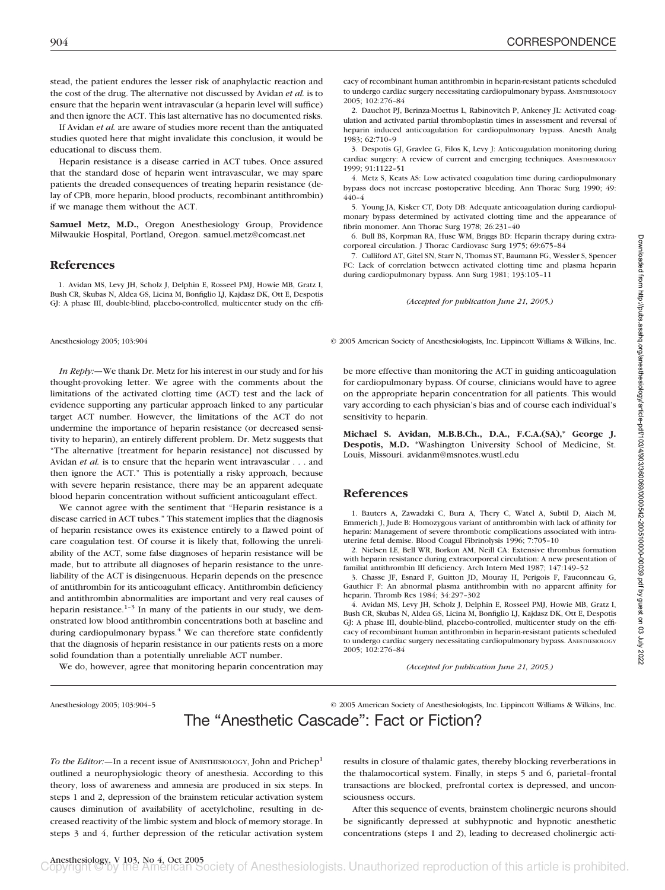stead, the patient endures the lesser risk of anaphylactic reaction and the cost of the drug. The alternative not discussed by Avidan *et al.* is to ensure that the heparin went intravascular (a heparin level will suffice) and then ignore the ACT. This last alternative has no documented risks.

If Avidan *et al.* are aware of studies more recent than the antiquated studies quoted here that might invalidate this conclusion, it would be educational to discuss them.

Heparin resistance is a disease carried in ACT tubes. Once assured that the standard dose of heparin went intravascular, we may spare patients the dreaded consequences of treating heparin resistance (delay of CPB, more heparin, blood products, recombinant antithrombin) if we manage them without the ACT.

**Samuel Metz, M.D.,** Oregon Anesthesiology Group, Providence Milwaukie Hospital, Portland, Oregon. samuel.metz@comcast.net

## References

1. Avidan MS, Levy JH, Scholz J, Delphin E, Rosseel PMJ, Howie MB, Gratz I, Bush CR, Skubas N, Aldea GS, Licina M, Bonfiglio LJ, Kajdasz DK, Ott E, Despotis GJ: A phase III, double-blind, placebo-controlled, multicenter study on the efficacy of recombinant human antithrombin in heparin-resistant patients scheduled to undergo cardiac surgery necessitating cardiopulmonary bypass. Anesthesiology 2005; 102:276–84
2. Dauchot PJ, Berinza-Moettus L, Rabinovitch P, Ankeney JL: Activated coagulation and activated partial thromboplastin times in assessment and reversal of heparin induced anticoagulation for cardiopulmonary bypass. Anesth Analg 1983; 62:710–9
3. Despotis GJ, Gravlee G, Filos K, Levy J: Anticoagulation monitoring during cardiac surgery: A review of current and emerging techniques. Anesthesiology 1999; 91:1122–51
4. Metz S, Keats AS: Low activated coagulation time during cardiopulmonary bypass does not increase postoperative bleeding. Ann Thorac Surg 1990; 49: 440–4
5. Young JA, Kisker CT, Doty DB: Adequate anticoagulation during cardiopulmonary bypass determined by activated clotting time and the appearance of fibrin monomer. Ann Thorac Surg 1978; 26:231–40
6. Bull BS, Korpman RA, Huse WM, Briggs BD: Heparin therapy during extracorporeal circulation. J Thorac Cardiovasc Surg 1975; 69:675–84
7. Culliford AT, Gitel SN, Starr N, Thomas ST, Baumann FG, Wessler S, Spencer FC: Lack of correlation between activated clotting time and plasma heparin during cardiopulmonary bypass. Ann Surg 1981; 193:105–11

*(Accepted for publication June 21, 2005.)*

---

*In Reply:*—We thank Dr. Metz for his interest in our study and for his thought-provoking letter. We agree with the comments about the limitations of the activated clotting time (ACT) test and the lack of evidence supporting any particular approach linked to any particular target ACT number. However, the limitations of the ACT do not undermine the importance of heparin resistance (or decreased sensitivity to heparin), an entirely different problem. Dr. Metz suggests that "The alternative [treatment for heparin resistance] not discussed by Avidan *et al.* is to ensure that the heparin went intravascular . . . and then ignore the ACT." This is potentially a risky approach, because with severe heparin resistance, there may be an apparent adequate blood heparin concentration without sufficient anticoagulant effect.

We cannot agree with the sentiment that "Heparin resistance is a disease carried in ACT tubes." This statement implies that the diagnosis of heparin resistance owes its existence entirely to a flawed point of care coagulation test. Of course it is likely that, following the unreliability of the ACT, some false diagnoses of heparin resistance will be made, but to attribute all diagnoses of heparin resistance to the unreliability of the ACT is disingenuous. Heparin depends on the presence of antithrombin for its anticoagulant efficacy. Antithrombin deficiency and antithrombin abnormalities are important and very real causes of heparin resistance.[1–3] In many of the patients in our study, we demonstrated low blood antithrombin concentrations both at baseline and during cardiopulmonary bypass.[4] We can therefore state confidently that the diagnosis of heparin resistance in our patients rests on a more solid foundation than a potentially unreliable ACT number.

We do, however, agree that monitoring heparin concentration may be more effective than monitoring the ACT in guiding anticoagulation for cardiopulmonary bypass. Of course, clinicians would have to agree on the appropriate heparin concentration for all patients. This would vary according to each physician's bias and of course each individual's sensitivity to heparin.

**Michael S. Avidan, M.B.B.Ch., D.A., F.C.A.(SA),\* George J. Despotis, M.D.** \*Washington University School of Medicine, St. Louis, Missouri. avidanm@msnotes.wustl.edu

## References

1. Bauters A, Zawadzki C, Bura A, Thery C, Watel A, Subtil D, Aiach M, Emmerich J, Jude B: Homozygous variant of antithrombin with lack of affinity for heparin: Management of severe thrombotic complications associated with intrauterine fetal demise. Blood Coagul Fibrinolysis 1996; 7:705–10
2. Nielsen LE, Bell WR, Borkon AM, Neill CA: Extensive thrombus formation with heparin resistance during extracorporeal circulation: A new presentation of familial antithrombin III deficiency. Arch Intern Med 1987; 147:149–52
3. Chasse JF, Esnard F, Guitton JD, Mouray H, Perigois F, Fauconneau G, Gauthier F: An abnormal plasma antithrombin with no apparent affinity for heparin. Thromb Res 1984; 34:297–302
4. Avidan MS, Levy JH, Scholz J, Delphin E, Rosseel PMJ, Howie MB, Gratz I, Bush CR, Skubas N, Aldea GS, Licina M, Bonfiglio LJ, Kajdasz DK, Ott E, Despotis GJ: A phase III, double-blind, placebo-controlled, multicenter study on the efficacy of recombinant human antithrombin in heparin-resistant patients scheduled to undergo cardiac surgery necessitating cardiopulmonary bypass. Anesthesiology 2005; 102:276–84

*(Accepted for publication June 21, 2005.)*

---

# The "Anesthetic Cascade": Fact or Fiction?

*To the Editor:*—In a recent issue of Anesthesiology, John and Prichep[1] outlined a neurophysiologic theory of anesthesia. According to this theory, loss of awareness and amnesia are produced in six steps. In steps 1 and 2, depression of the brainstem reticular activation system causes diminution of availability of acetylcholine, resulting in decreased reactivity of the limbic system and block of memory storage. In steps 3 and 4, further depression of the reticular activation system results in closure of thalamic gates, thereby blocking reverberations in the thalamocortical system. Finally, in steps 5 and 6, parietal–frontal transactions are blocked, prefrontal cortex is depressed, and unconsciousness occurs.

After this sequence of events, brainstem cholinergic neurons should be significantly depressed at subhypnotic and hypnotic anesthetic concentrations (steps 1 and 2), leading to decreased cholinergic acti-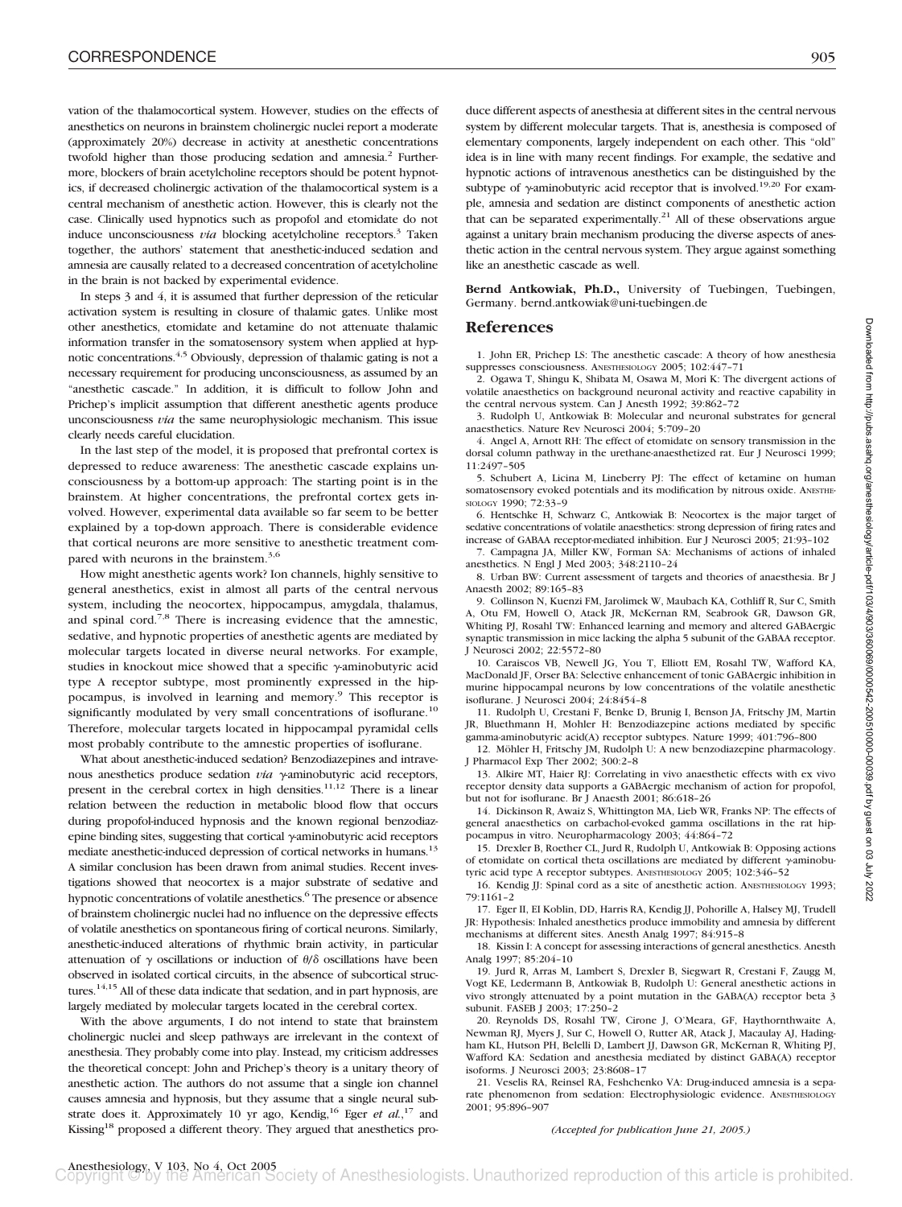vation of the thalamocortical system. However, studies on the effects of anesthetics on neurons in brainstem cholinergic nuclei report a moderate (approximately 20%) decrease in activity at anesthetic concentrations twofold higher than those producing sedation and amnesia.[2] Furthermore, blockers of brain acetylcholine receptors should be potent hypnotics, if decreased cholinergic activation of the thalamocortical system is a central mechanism of anesthetic action. However, this is clearly not the case. Clinically used hypnotics such as propofol and etomidate do not induce unconsciousness *via* blocking acetylcholine receptors.[3] Taken together, the authors' statement that anesthetic-induced sedation and amnesia are causally related to a decreased concentration of acetylcholine in the brain is not backed by experimental evidence.

In steps 3 and 4, it is assumed that further depression of the reticular activation system is resulting in closure of thalamic gates. Unlike most other anesthetics, etomidate and ketamine do not attenuate thalamic information transfer in the somatosensory system when applied at hypnotic concentrations.[4,5] Obviously, depression of thalamic gating is not a necessary requirement for producing unconsciousness, as assumed by an "anesthetic cascade." In addition, it is difficult to follow John and Prichep's implicit assumption that different anesthetic agents produce unconsciousness *via* the same neurophysiologic mechanism. This issue clearly needs careful elucidation.

In the last step of the model, it is proposed that prefrontal cortex is depressed to reduce awareness: The anesthetic cascade explains unconsciousness by a bottom-up approach: The starting point is in the brainstem. At higher concentrations, the prefrontal cortex gets involved. However, experimental data available so far seem to be better explained by a top-down approach. There is considerable evidence that cortical neurons are more sensitive to anesthetic treatment compared with neurons in the brainstem.[3,6]

How might anesthetic agents work? Ion channels, highly sensitive to general anesthetics, exist in almost all parts of the central nervous system, including the neocortex, hippocampus, amygdala, thalamus, and spinal cord.[7,8] There is increasing evidence that the amnestic, sedative, and hypnotic properties of anesthetic agents are mediated by molecular targets located in diverse neural networks. For example, studies in knockout mice showed that a specific γ-aminobutyric acid type A receptor subtype, most prominently expressed in the hippocampus, is involved in learning and memory.[9] This receptor is significantly modulated by very small concentrations of isoflurane.[10] Therefore, molecular targets located in hippocampal pyramidal cells most probably contribute to the amnestic properties of isoflurane.

What about anesthetic-induced sedation? Benzodiazepines and intravenous anesthetics produce sedation *via* γ-aminobutyric acid receptors, present in the cerebral cortex in high densities.[11,12] There is a linear relation between the reduction in metabolic blood flow that occurs during propofol-induced hypnosis and the known regional benzodiazepine binding sites, suggesting that cortical γ-aminobutyric acid receptors mediate anesthetic-induced depression of cortical networks in humans.[13] A similar conclusion has been drawn from animal studies. Recent investigations showed that neocortex is a major substrate of sedative and hypnotic concentrations of volatile anesthetics.[6] The presence or absence of brainstem cholinergic nuclei had no influence on the depressive effects of volatile anesthetics on spontaneous firing of cortical neurons. Similarly, anesthetic-induced alterations of rhythmic brain activity, in particular attenuation of γ oscillations or induction of θ/δ oscillations have been observed in isolated cortical circuits, in the absence of subcortical structures.[14,15] All of these data indicate that sedation, and in part hypnosis, are largely mediated by molecular targets located in the cerebral cortex.

With the above arguments, I do not intend to state that brainstem cholinergic nuclei and sleep pathways are irrelevant in the context of anesthesia. They probably come into play. Instead, my criticism addresses the theoretical concept: John and Prichep's theory is a unitary theory of anesthetic action. The authors do not assume that a single ion channel causes amnesia and hypnosis, but they assume that a single neural substrate does it. Approximately 10 yr ago, Kendig,[16] Eger *et al.*,[17] and Kissing[18] proposed a different theory. They argued that anesthetics produce different aspects of anesthesia at different sites in the central nervous system by different molecular targets. That is, anesthesia is composed of elementary components, largely independent on each other. This "old" idea is in line with many recent findings. For example, the sedative and hypnotic actions of intravenous anesthetics can be distinguished by the subtype of γ-aminobutyric acid receptor that is involved.[19,20] For example, amnesia and sedation are distinct components of anesthetic action that can be separated experimentally.[21] All of these observations argue against a unitary brain mechanism producing the diverse aspects of anesthetic action in the central nervous system. They argue against something like an anesthetic cascade as well.

**Bernd Antkowiak, Ph.D.,** University of Tuebingen, Tuebingen, Germany. bernd.antkowiak@uni-tuebingen.de

## References

1. John ER, Prichep LS: The anesthetic cascade: A theory of how anesthesia suppresses consciousness. ANESTHESIOLOGY 2005; 102:447–71
2. Ogawa T, Shingu K, Shibata M, Osawa M, Mori K: The divergent actions of volatile anaesthetics on background neuronal activity and reactive capability in the central nervous system. Can J Anesth 1992; 39:862–72
3. Rudolph U, Antkowiak B: Molecular and neuronal substrates for general anaesthetics. Nature Rev Neurosci 2004; 5:709–20
4. Angel A, Arnott RH: The effect of etomidate on sensory transmission in the dorsal column pathway in the urethane-anaesthetized rat. Eur J Neurosci 1999; 11:2497–505
5. Schubert A, Licina M, Lineberry PJ: The effect of ketamine on human somatosensory evoked potentials and its modification by nitrous oxide. ANESTHESIOLOGY 1990; 72:33–9
6. Hentschke H, Schwarz C, Antkowiak B: Neocortex is the major target of sedative concentrations of volatile anaesthetics: strong depression of firing rates and increase of GABAA receptor-mediated inhibition. Eur J Neurosci 2005; 21:93–102
7. Campagna JA, Miller KW, Forman SA: Mechanisms of actions of inhaled anesthetics. N Engl J Med 2003; 348:2110–24
8. Urban BW: Current assessment of targets and theories of anaesthesia. Br J Anaesth 2002; 89:165–83
9. Collinson N, Kuenzi FM, Jarolimek W, Maubach KA, Cothliff R, Sur C, Smith A, Otu FM, Howell O, Atack JR, McKernan RM, Seabrook GR, Dawson GR, Whiting PJ, Rosahl TW: Enhanced learning and memory and altered GABAergic synaptic transmission in mice lacking the alpha 5 subunit of the GABAA receptor. J Neurosci 2002; 22:5572–80
10. Caraiscos VB, Newell JG, You T, Elliott EM, Rosahl TW, Wafford KA, MacDonald JF, Orser BA: Selective enhancement of tonic GABAergic inhibition in murine hippocampal neurons by low concentrations of the volatile anesthetic isoflurane. J Neurosci 2004; 24:8454–8
11. Rudolph U, Crestani F, Benke D, Brunig I, Benson JA, Fritschy JM, Martin JR, Bluethmann H, Mohler H: Benzodiazepine actions mediated by specific gamma-aminobutyric acid(A) receptor subtypes. Nature 1999; 401:796–800
12. Möhler H, Fritschy JM, Rudolph U: A new benzodiazepine pharmacology. J Pharmacol Exp Ther 2002; 300:2–8
13. Alkire MT, Haier RJ: Correlating in vivo anaesthetic effects with ex vivo receptor density data supports a GABAergic mechanism of action for propofol, but not for isoflurane. Br J Anaesth 2001; 86:618–26
14. Dickinson R, Awaiz S, Whittington MA, Lieb WR, Franks NP: The effects of general anaesthetics on carbachol-evoked gamma oscillations in the rat hippocampus in vitro. Neuropharmacology 2003; 44:864–72
15. Drexler B, Roether CL, Jurd R, Rudolph U, Antkowiak B: Opposing actions of etomidate on cortical theta oscillations are mediated by different γ-aminobutyric acid type A receptor subtypes. ANESTHESIOLOGY 2005; 102:346–52
16. Kendig JJ: Spinal cord as a site of anesthetic action. ANESTHESIOLOGY 1993; 79:1161–2
17. Eger II, EI Koblin, DD, Harris RA, Kendig JJ, Pohorille A, Halsey MJ, Trudell JR: Hypothesis: Inhaled anesthetics produce immobility and amnesia by different mechanisms at different sites. Anesth Analg 1997; 84:915–8
18. Kissin I: A concept for assessing interactions of general anesthetics. Anesth Analg 1997; 85:204–10
19. Jurd R, Arras M, Lambert S, Drexler B, Siegwart R, Crestani F, Zaugg M, Vogt KE, Ledermann B, Antkowiak B, Rudolph U: General anesthetic actions in vivo strongly attenuated by a point mutation in the GABA(A) receptor beta 3 subunit. FASEB J 2003; 17:250–2
20. Reynolds DS, Rosahl TW, Cirone J, O'Meara, GF, Haythornthwaite A, Newman RJ, Myers J, Sur C, Howell O, Rutter AR, Atack J, Macaulay AJ, Hadingham KL, Hutson PH, Belelli D, Lambert JJ, Dawson GR, McKernan R, Whiting PJ, Wafford KA: Sedation and anesthesia mediated by distinct GABA(A) receptor isoforms. J Neurosci 2003; 23:8608–17
21. Veselis RA, Reinsel RA, Feshchenko VA: Drug-induced amnesia is a separate phenomenon from sedation: Electrophysiologic evidence. ANESTHESIOLOGY 2001; 95:896–907

*(Accepted for publication June 21, 2005.)*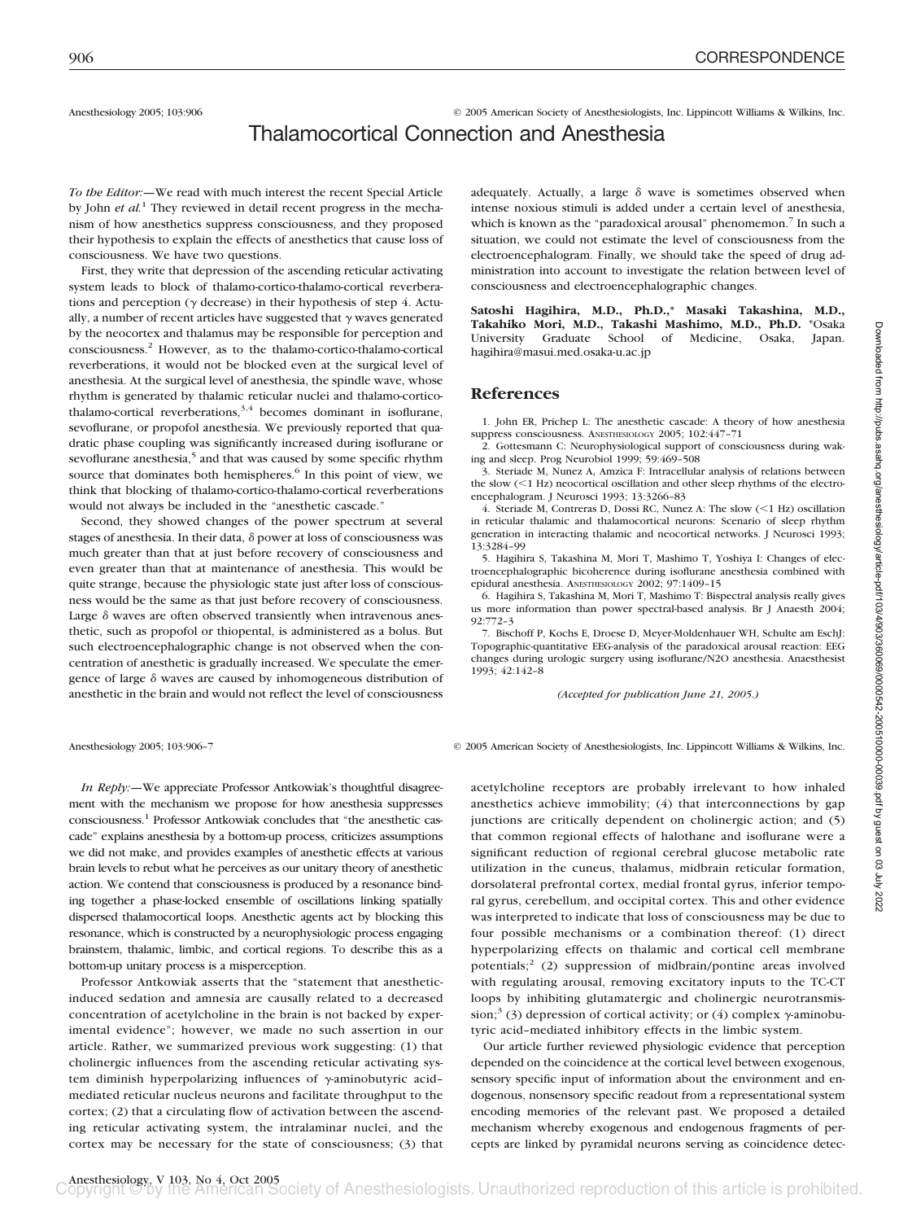Anesthesiology 2005; 103:906 © 2005 American Society of Anesthesiologists, Inc. Lippincott Williams & Wilkins, Inc.

# Thalamocortical Connection and Anesthesia

*To the Editor:*—We read with much interest the recent Special Article by John *et al.*[1] They reviewed in detail recent progress in the mechanism of how anesthetics suppress consciousness, and they proposed their hypothesis to explain the effects of anesthetics that cause loss of consciousness. We have two questions.

First, they write that depression of the ascending reticular activating system leads to block of thalamo-cortico-thalamo-cortical reverberations and perception (γ decrease) in their hypothesis of step 4. Actually, a number of recent articles have suggested that γ waves generated by the neocortex and thalamus may be responsible for perception and consciousness.[2] However, as to the thalamo-cortico-thalamo-cortical reverberations, it would not be blocked even at the surgical level of anesthesia. At the surgical level of anesthesia, the spindle wave, whose rhythm is generated by thalamic reticular nuclei and thalamo-cortico-thalamo-cortical reverberations,[3,4] becomes dominant in isoflurane, sevoflurane, or propofol anesthesia. We previously reported that quadratic phase coupling was significantly increased during isoflurane or sevoflurane anesthesia,[5] and that was caused by some specific rhythm source that dominates both hemispheres.[6] In this point of view, we think that blocking of thalamo-cortico-thalamo-cortical reverberations would not always be included in the "anesthetic cascade."

Second, they showed changes of the power spectrum at several stages of anesthesia. In their data, δ power at loss of consciousness was much greater than that at just before recovery of consciousness and even greater than that at maintenance of anesthesia. This would be quite strange, because the physiologic state just after loss of consciousness would be the same as that just before recovery of consciousness. Large δ waves are often observed transiently when intravenous anesthetic, such as propofol or thiopental, is administered as a bolus. But such electroencephalographic change is not observed when the concentration of anesthetic is gradually increased. We speculate the emergence of large δ waves are caused by inhomogeneous distribution of anesthetic in the brain and would not reflect the level of consciousness adequately. Actually, a large δ wave is sometimes observed when intense noxious stimuli is added under a certain level of anesthesia, which is known as the "paradoxical arousal" phenomemon.[7] In such a situation, we could not estimate the level of consciousness from the electroencephalogram. Finally, we should take the speed of drug administration into account to investigate the relation between level of consciousness and electroencephalographic changes.

**Satoshi Hagihira, M.D., Ph.D.,\* Masaki Takashina, M.D., Takahiko Mori, M.D., Takashi Mashimo, M.D., Ph.D.** \*Osaka University Graduate School of Medicine, Osaka, Japan. hagihira@masui.med.osaka-u.ac.jp

## References

1. John ER, Prichep L: The anesthetic cascade: A theory of how anesthesia suppress consciousness. ANESTHESIOLOGY 2005; 102:447–71
2. Gottesmann C: Neurophysiological support of consciousness during waking and sleep. Prog Neurobiol 1999; 59:469–508
3. Steriade M, Nunez A, Amzica F: Intracellular analysis of relations between the slow (<1 Hz) neocortical oscillation and other sleep rhythms of the electroencephalogram. J Neurosci 1993; 13:3266–83
4. Steriade M, Contreras D, Dossi RC, Nunez A: The slow (<1 Hz) oscillation in reticular thalamic and thalamocortical neurons: Scenario of sleep rhythm generation in interacting thalamic and neocortical networks. J Neurosci 1993; 13:3284–99
5. Hagihira S, Takashina M, Mori T, Mashimo T, Yoshiya I: Changes of electroencephalographic bicoherence during isoflurane anesthesia combined with epidural anesthesia. ANESTHESIOLOGY 2002; 97:1409–15
6. Hagihira S, Takashina M, Mori T, Mashimo T: Bispectral analysis really gives us more information than power spectral-based analysis. Br J Anaesth 2004; 92:772–3
7. Bischoff P, Kochs E, Droese D, Meyer-Moldenhauer WH, Schulte am EschJ: Topographic-quantitative EEG-analysis of the paradoxical arousal reaction: EEG changes during urologic surgery using isoflurane/N2O anesthesia. Anaesthesist 1993; 42:142–8

*(Accepted for publication June 21, 2005.)*

Anesthesiology 2005; 103:906–7 © 2005 American Society of Anesthesiologists, Inc. Lippincott Williams & Wilkins, Inc.

*In Reply:*—We appreciate Professor Antkowiak's thoughtful disagreement with the mechanism we propose for how anesthesia suppresses consciousness.[1] Professor Antkowiak concludes that "the anesthetic cascade" explains anesthesia by a bottom-up process, criticizes assumptions we did not make, and provides examples of anesthetic effects at various brain levels to rebut what he perceives as our unitary theory of anesthetic action. We contend that consciousness is produced by a resonance binding together a phase-locked ensemble of oscillations linking spatially dispersed thalamocortical loops. Anesthetic agents act by blocking this resonance, which is constructed by a neurophysiologic process engaging brainstem, thalamic, limbic, and cortical regions. To describe this as a bottom-up unitary process is a misperception.

Professor Antkowiak asserts that the "statement that anesthetic-induced sedation and amnesia are causally related to a decreased concentration of acetylcholine in the brain is not backed by experimental evidence"; however, we made no such assertion in our article. Rather, we summarized previous work suggesting: (1) that cholinergic influences from the ascending reticular activating system diminish hyperpolarizing influences of γ-aminobutyric acid–mediated reticular nucleus neurons and facilitate throughput to the cortex; (2) that a circulating flow of activation between the ascending reticular activating system, the intralaminar nuclei, and the cortex may be necessary for the state of consciousness; (3) that acetylcholine receptors are probably irrelevant to how inhaled anesthetics achieve immobility; (4) that interconnections by gap junctions are critically dependent on cholinergic action; and (5) that common regional effects of halothane and isoflurane were a significant reduction of regional cerebral glucose metabolic rate utilization in the cuneus, thalamus, midbrain reticular formation, dorsolateral prefrontal cortex, medial frontal gyrus, inferior temporal gyrus, cerebellum, and occipital cortex. This and other evidence was interpreted to indicate that loss of consciousness may be due to four possible mechanisms or a combination thereof: (1) direct hyperpolarizing effects on thalamic and cortical cell membrane potentials;[2] (2) suppression of midbrain/pontine areas involved with regulating arousal, removing excitatory inputs to the TC-CT loops by inhibiting glutamatergic and cholinergic neurotransmission;[3] (3) depression of cortical activity; or (4) complex γ-aminobutyric acid–mediated inhibitory effects in the limbic system.

Our article further reviewed physiologic evidence that perception depended on the coincidence at the cortical level between exogenous, sensory specific input of information about the environment and endogenous, nonsensory specific readout from a representational system encoding memories of the relevant past. We proposed a detailed mechanism whereby exogenous and endogenous fragments of percepts are linked by pyramidal neurons serving as coincidence detec-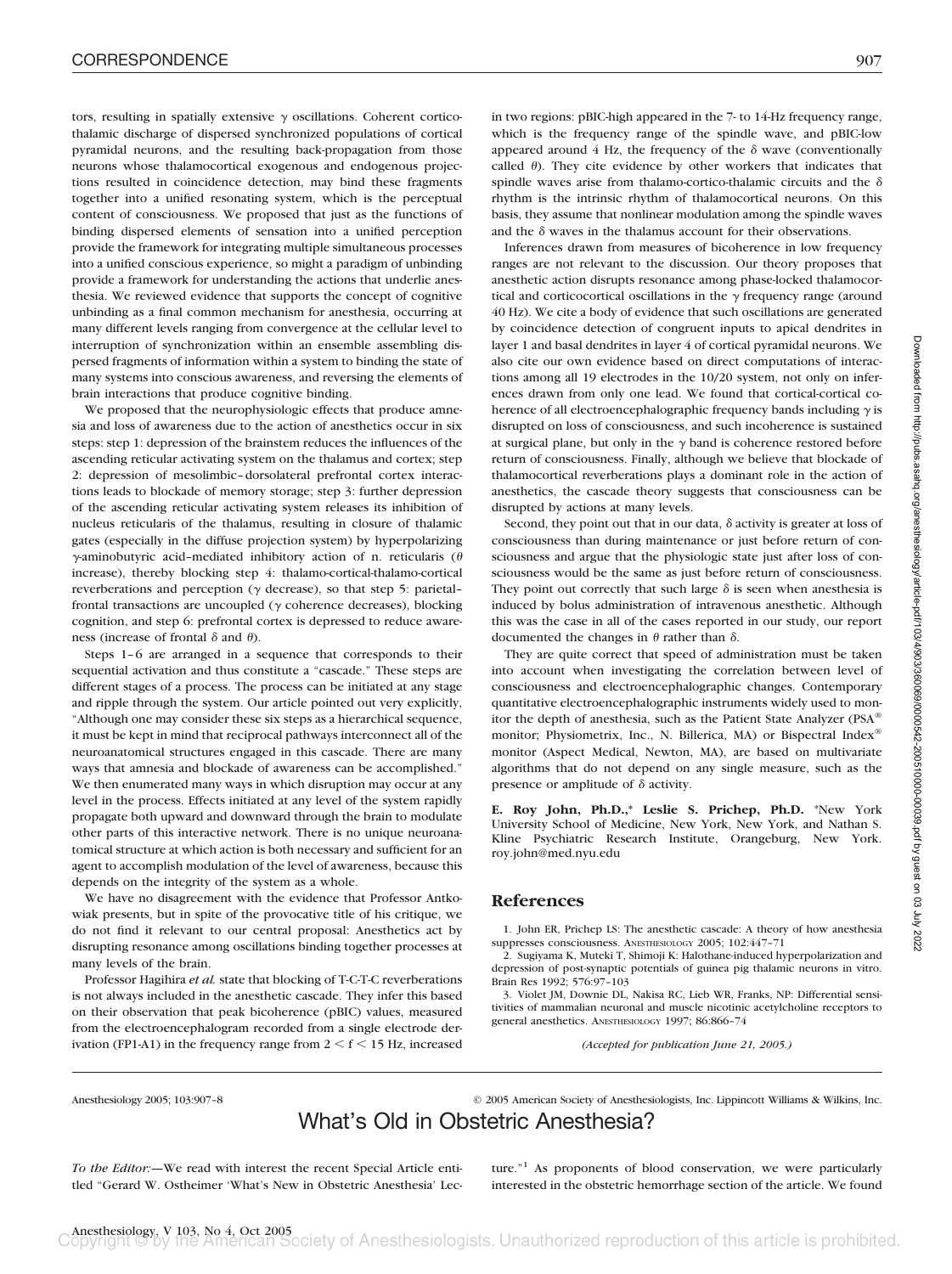tors, resulting in spatially extensive γ oscillations. Coherent corticothalamic discharge of dispersed synchronized populations of cortical pyramidal neurons, and the resulting back-propagation from those neurons whose thalamocortical exogenous and endogenous projections resulted in coincidence detection, may bind these fragments together into a unified resonating system, which is the perceptual content of consciousness. We proposed that just as the functions of binding dispersed elements of sensation into a unified perception provide the framework for integrating multiple simultaneous processes into a unified conscious experience, so might a paradigm of unbinding provide a framework for understanding the actions that underlie anesthesia. We reviewed evidence that supports the concept of cognitive unbinding as a final common mechanism for anesthesia, occurring at many different levels ranging from convergence at the cellular level to interruption of synchronization within an ensemble assembling dispersed fragments of information within a system to binding the state of many systems into conscious awareness, and reversing the elements of brain interactions that produce cognitive binding.

We proposed that the neurophysiologic effects that produce amnesia and loss of awareness due to the action of anesthetics occur in six steps: step 1: depression of the brainstem reduces the influences of the ascending reticular activating system on the thalamus and cortex; step 2: depression of mesolimbic–dorsolateral prefrontal cortex interactions leads to blockade of memory storage; step 3: further depression of the ascending reticular activating system releases its inhibition of nucleus reticularis of the thalamus, resulting in closure of thalamic gates (especially in the diffuse projection system) by hyperpolarizing γ-aminobutyric acid–mediated inhibitory action of n. reticularis (θ increase), thereby blocking step 4: thalamo-cortical-thalamo-cortical reverberations and perception (γ decrease), so that step 5: parietal–frontal transactions are uncoupled (γ coherence decreases), blocking cognition, and step 6: prefrontal cortex is depressed to reduce awareness (increase of frontal δ and θ).

Steps 1–6 are arranged in a sequence that corresponds to their sequential activation and thus constitute a "cascade." These steps are different stages of a process. The process can be initiated at any stage and ripple through the system. Our article pointed out very explicitly, "Although one may consider these six steps as a hierarchical sequence, it must be kept in mind that reciprocal pathways interconnect all of the neuroanatomical structures engaged in this cascade. There are many ways that amnesia and blockade of awareness can be accomplished." We then enumerated many ways in which disruption may occur at any level in the process. Effects initiated at any level of the system rapidly propagate both upward and downward through the brain to modulate other parts of this interactive network. There is no unique neuroanatomical structure at which action is both necessary and sufficient for an agent to accomplish modulation of the level of awareness, because this depends on the integrity of the system as a whole.

We have no disagreement with the evidence that Professor Antkowiak presents, but in spite of the provocative title of his critique, we do not find it relevant to our central proposal: Anesthetics act by disrupting resonance among oscillations binding together processes at many levels of the brain.

Professor Hagihira *et al.* state that blocking of T-C-T-C reverberations is not always included in the anesthetic cascade. They infer this based on their observation that peak bicoherence (pBIC) values, measured from the electroencephalogram recorded from a single electrode derivation (FP1-A1) in the frequency range from $2 < f < 15$ Hz, increased in two regions: pBIC-high appeared in the 7- to 14-Hz frequency range, which is the frequency range of the spindle wave, and pBIC-low appeared around 4 Hz, the frequency of the δ wave (conventionally called θ). They cite evidence by other workers that indicates that spindle waves arise from thalamo-cortico-thalamic circuits and the δ rhythm is the intrinsic rhythm of thalamocortical neurons. On this basis, they assume that nonlinear modulation among the spindle waves and the δ waves in the thalamus account for their observations.

Inferences drawn from measures of bicoherence in low frequency ranges are not relevant to the discussion. Our theory proposes that anesthetic action disrupts resonance among phase-locked thalamocortical and corticocortical oscillations in the γ frequency range (around 40 Hz). We cite a body of evidence that such oscillations are generated by coincidence detection of congruent inputs to apical dendrites in layer 1 and basal dendrites in layer 4 of cortical pyramidal neurons. We also cite our own evidence based on direct computations of interactions among all 19 electrodes in the 10/20 system, not only on inferences drawn from only one lead. We found that cortical-cortical coherence of all electroencephalographic frequency bands including γ is disrupted on loss of consciousness, and such incoherence is sustained at surgical plane, but only in the γ band is coherence restored before return of consciousness. Finally, although we believe that blockade of thalamocortical reverberations plays a dominant role in the action of anesthetics, the cascade theory suggests that consciousness can be disrupted by actions at many levels.

Second, they point out that in our data, δ activity is greater at loss of consciousness than during maintenance or just before return of consciousness and argue that the physiologic state just after loss of consciousness would be the same as just before return of consciousness. They point out correctly that such large δ is seen when anesthesia is induced by bolus administration of intravenous anesthetic. Although this was the case in all of the cases reported in our study, our report documented the changes in θ rather than δ.

They are quite correct that speed of administration must be taken into account when investigating the correlation between level of consciousness and electroencephalographic changes. Contemporary quantitative electroencephalographic instruments widely used to monitor the depth of anesthesia, such as the Patient State Analyzer (PSA®; monitor; Physiometrix, Inc., N. Billerica, MA) or Bispectral Index® monitor (Aspect Medical, Newton, MA), are based on multivariate algorithms that do not depend on any single measure, such as the presence or amplitude of δ activity.

**E. Roy John, Ph.D.,\* Leslie S. Prichep, Ph.D.** \*New York University School of Medicine, New York, New York, and Nathan S. Kline Psychiatric Research Institute, Orangeburg, New York. roy.john@med.nyu.edu

## References

1. John ER, Prichep LS: The anesthetic cascade: A theory of how anesthesia suppresses consciousness. Anesthesiology 2005; 102:447–71
2. Sugiyama K, Muteki T, Shimoji K: Halothane-induced hyperpolarization and depression of post-synaptic potentials of guinea pig thalamic neurons in vitro. Brain Res 1992; 576:97–103
3. Violet JM, Downie DL, Nakisa RC, Lieb WR, Franks, NP: Differential sensitivities of mammalian neuronal and muscle nicotinic acetylcholine receptors to general anesthetics. Anesthesiology 1997; 86:866–74

*(Accepted for publication June 21, 2005.)*

Anesthesiology 2005; 103:907–8 © 2005 American Society of Anesthesiologists, Inc. Lippincott Williams & Wilkins, Inc.

# What's Old in Obstetric Anesthesia?

*To the Editor:*—We read with interest the recent Special Article entitled "Gerard W. Ostheimer 'What's New in Obstetric Anesthesia' Lecture."[1] As proponents of blood conservation, we were particularly interested in the obstetric hemorrhage section of the article. We found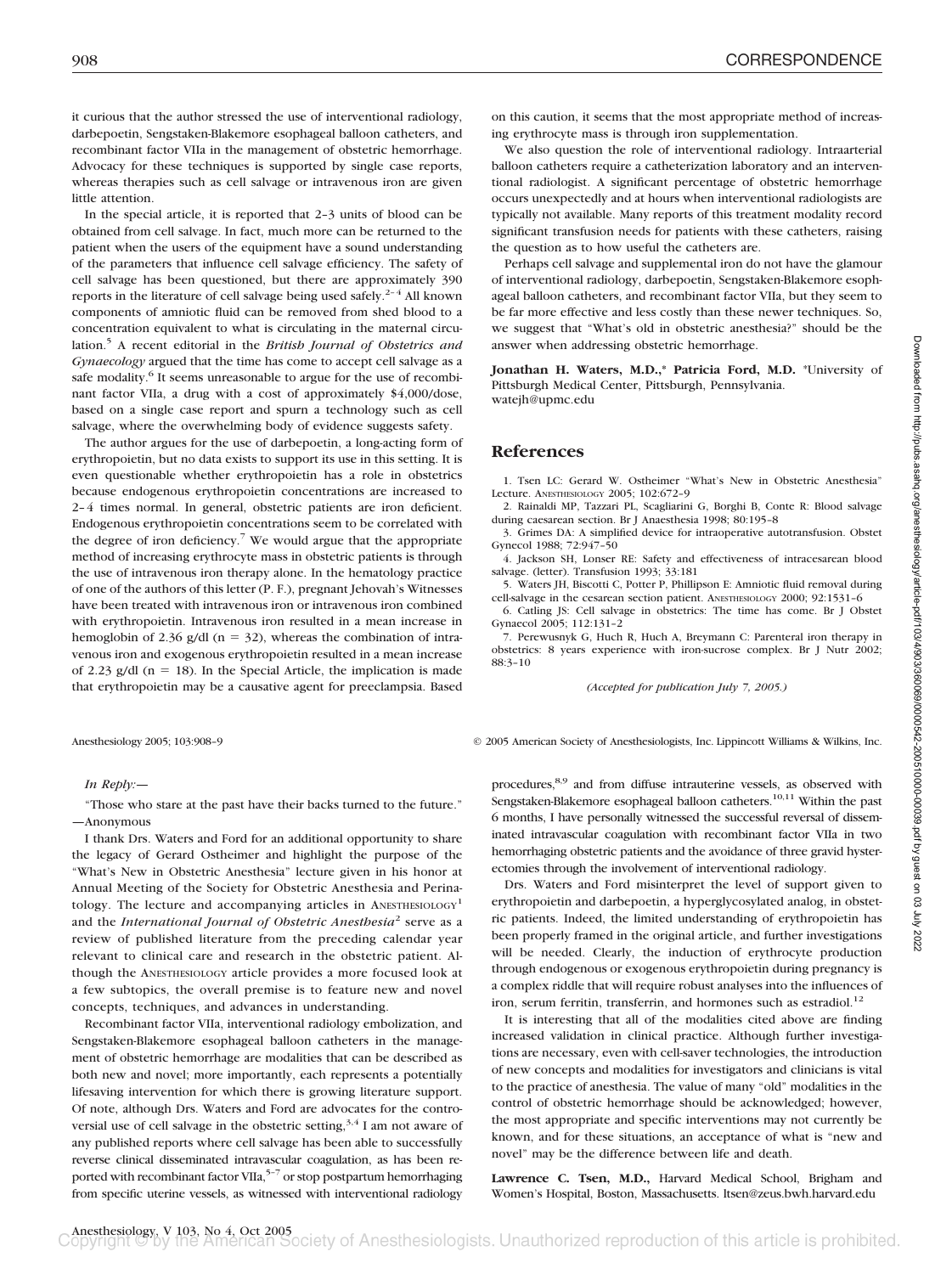it curious that the author stressed the use of interventional radiology, darbepoetin, Sengstaken-Blakemore esophageal balloon catheters, and recombinant factor VIIa in the management of obstetric hemorrhage. Advocacy for these techniques is supported by single case reports, whereas therapies such as cell salvage or intravenous iron are given little attention.

In the special article, it is reported that 2–3 units of blood can be obtained from cell salvage. In fact, much more can be returned to the patient when the users of the equipment have a sound understanding of the parameters that influence cell salvage efficiency. The safety of cell salvage has been questioned, but there are approximately 390 reports in the literature of cell salvage being used safely.[2–4] All known components of amniotic fluid can be removed from shed blood to a concentration equivalent to what is circulating in the maternal circulation.[5] A recent editorial in the *British Journal of Obstetrics and Gynaecology* argued that the time has come to accept cell salvage as a safe modality.[6] It seems unreasonable to argue for the use of recombinant factor VIIa, a drug with a cost of approximately $4,000/dose, based on a single case report and spurn a technology such as cell salvage, where the overwhelming body of evidence suggests safety.

The author argues for the use of darbepoetin, a long-acting form of erythropoietin, but no data exists to support its use in this setting. It is even questionable whether erythropoietin has a role in obstetrics because endogenous erythropoietin concentrations are increased to 2–4 times normal. In general, obstetric patients are iron deficient. Endogenous erythropoietin concentrations seem to be correlated with the degree of iron deficiency.[7] We would argue that the appropriate method of increasing erythrocyte mass in obstetric patients is through the use of intravenous iron therapy alone. In the hematology practice of one of the authors of this letter (P. F.), pregnant Jehovah's Witnesses have been treated with intravenous iron or intravenous iron combined with erythropoietin. Intravenous iron resulted in a mean increase in hemoglobin of 2.36 g/dl ($n = 32$), whereas the combination of intravenous iron and exogenous erythropoietin resulted in a mean increase of 2.23 g/dl ($n = 18$). In the Special Article, the implication is made that erythropoietin may be a causative agent for preeclampsia. Based on this caution, it seems that the most appropriate method of increasing erythrocyte mass is through iron supplementation.

We also question the role of interventional radiology. Intraarterial balloon catheters require a catheterization laboratory and an interventional radiologist. A significant percentage of obstetric hemorrhage occurs unexpectedly and at hours when interventional radiologists are typically not available. Many reports of this treatment modality record significant transfusion needs for patients with these catheters, raising the question as to how useful the catheters are.

Perhaps cell salvage and supplemental iron do not have the glamour of interventional radiology, darbepoetin, Sengstaken-Blakemore esophageal balloon catheters, and recombinant factor VIIa, but they seem to be far more effective and less costly than these newer techniques. So, we suggest that "What's old in obstetric anesthesia?" should be the answer when addressing obstetric hemorrhage.

**Jonathan H. Waters, M.D.,\* Patricia Ford, M.D.** \*University of Pittsburgh Medical Center, Pittsburgh, Pennsylvania. watejh@upmc.edu

## References

1. Tsen LC: Gerard W. Ostheimer "What's New in Obstetric Anesthesia" Lecture. ANESTHESIOLOGY 2005; 102:672–9
2. Rainaldi MP, Tazzari PL, Scagliarini G, Borghi B, Conte R: Blood salvage during caesarean section. Br J Anaesthesia 1998; 80:195–8
3. Grimes DA: A simplified device for intraoperative autotransfusion. Obstet Gynecol 1988; 72:947–50
4. Jackson SH, Lonser RE: Safety and effectiveness of intracesarean blood salvage. (letter). Transfusion 1993; 33:181
5. Waters JH, Biscotti C, Potter P, Phillipson E: Amniotic fluid removal during cell-salvage in the cesarean section patient. ANESTHESIOLOGY 2000; 92:1531–6
6. Catling JS: Cell salvage in obstetrics: The time has come. Br J Obstet Gynaecol 2005; 112:131–2
7. Perewusnyk G, Huch R, Huch A, Breymann C: Parenteral iron therapy in obstetrics: 8 years experience with iron-sucrose complex. Br J Nutr 2002; 88:3–10

*(Accepted for publication July 7, 2005.)*

---

*In Reply:—*

"Those who stare at the past have their backs turned to the future." —Anonymous

I thank Drs. Waters and Ford for an additional opportunity to share the legacy of Gerard Ostheimer and highlight the purpose of the "What's New in Obstetric Anesthesia" lecture given in his honor at Annual Meeting of the Society for Obstetric Anesthesia and Perinatology. The lecture and accompanying articles in ANESTHESIOLOGY[1] and the *International Journal of Obstetric Anesthesia*[2] serve as a review of published literature from the preceding calendar year relevant to clinical care and research in the obstetric patient. Although the ANESTHESIOLOGY article provides a more focused look at a few subtopics, the overall premise is to feature new and novel concepts, techniques, and advances in understanding.

Recombinant factor VIIa, interventional radiology embolization, and Sengstaken-Blakemore esophageal balloon catheters in the management of obstetric hemorrhage are modalities that can be described as both new and novel; more importantly, each represents a potentially lifesaving intervention for which there is growing literature support. Of note, although Drs. Waters and Ford are advocates for the controversial use of cell salvage in the obstetric setting,[3,4] I am not aware of any published reports where cell salvage has been able to successfully reverse clinical disseminated intravascular coagulation, as has been reported with recombinant factor VIIa,[5–7] or stop postpartum hemorrhaging from specific uterine vessels, as witnessed with interventional radiology procedures,[8,9] and from diffuse intrauterine vessels, as observed with Sengstaken-Blakemore esophageal balloon catheters.[10,11] Within the past 6 months, I have personally witnessed the successful reversal of disseminated intravascular coagulation with recombinant factor VIIa in two hemorrhaging obstetric patients and the avoidance of three gravid hysterectomies through the involvement of interventional radiology.

Drs. Waters and Ford misinterpret the level of support given to erythropoietin and darbepoetin, a hyperglycosylated analog, in obstetric patients. Indeed, the limited understanding of erythropoietin has been properly framed in the original article, and further investigations will be needed. Clearly, the induction of erythrocyte production through endogenous or exogenous erythropoietin during pregnancy is a complex riddle that will require robust analyses into the influences of iron, serum ferritin, transferrin, and hormones such as estradiol.[12]

It is interesting that all of the modalities cited above are finding increased validation in clinical practice. Although further investigations are necessary, even with cell-saver technologies, the introduction of new concepts and modalities for investigators and clinicians is vital to the practice of anesthesia. The value of many "old" modalities in the control of obstetric hemorrhage should be acknowledged; however, the most appropriate and specific interventions may not currently be known, and for these situations, an acceptance of what is "new and novel" may be the difference between life and death.

**Lawrence C. Tsen, M.D.,** Harvard Medical School, Brigham and Women's Hospital, Boston, Massachusetts. ltsen@zeus.bwh.harvard.edu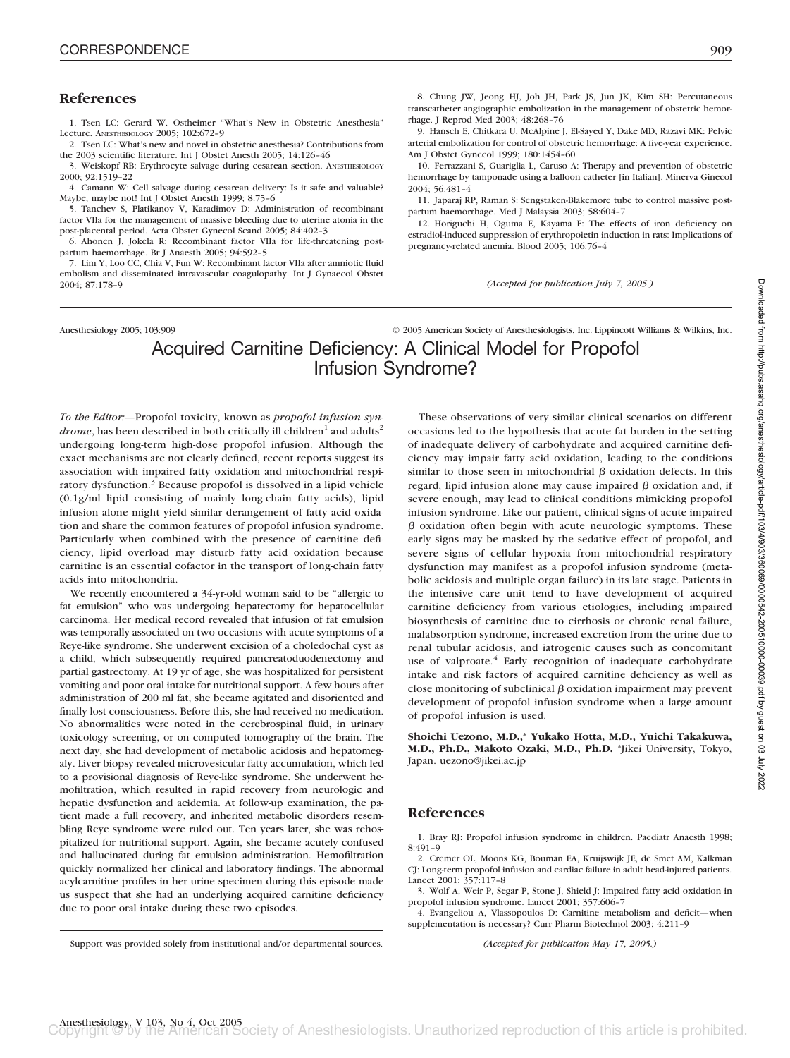## References

1. Tsen LC: Gerard W. Ostheimer "What's New in Obstetric Anesthesia" Lecture. ANESTHESIOLOGY 2005; 102:672–9

2. Tsen LC: What's new and novel in obstetric anesthesia? Contributions from the 2003 scientific literature. Int J Obstet Anesth 2005; 14:126–46

3. Weiskopf RB: Erythrocyte salvage during cesarean section. ANESTHESIOLOGY 2000; 92:1519–22

4. Camann W: Cell salvage during cesarean delivery: Is it safe and valuable? Maybe, maybe not! Int J Obstet Anesth 1999; 8:75–6

5. Tanchev S, Platikanov V, Karadimov D: Administration of recombinant factor VIIa for the management of massive bleeding due to uterine atonia in the post-placental period. Acta Obstet Gynecol Scand 2005; 84:402–3

6. Ahonen J, Jokela R: Recombinant factor VIIa for life-threatening post-partum haemorrhage. Br J Anaesth 2005; 94:592–5

7. Lim Y, Loo CC, Chia V, Fun W: Recombinant factor VIIa after amniotic fluid embolism and disseminated intravascular coagulopathy. Int J Gynaecol Obstet 2004; 87:178–9

8. Chung JW, Jeong HJ, Joh JH, Park JS, Jun JK, Kim SH: Percutaneous transcatheter angiographic embolization in the management of obstetric hemorrhage. J Reprod Med 2003; 48:268–76

9. Hansch E, Chitkara U, McAlpine J, El-Sayed Y, Dake MD, Razavi MK: Pelvic arterial embolization for control of obstetric hemorrhage: A five-year experience. Am J Obstet Gynecol 1999; 180:1454–60

10. Ferrazzani S, Guariglia L, Caruso A: Therapy and prevention of obstetric hemorrhage by tamponade using a balloon catheter [in Italian]. Minerva Ginecol 2004; 56:481–4

11. Japaraj RP, Raman S: Sengstaken-Blakemore tube to control massive postpartum haemorrhage. Med J Malaysia 2003; 58:604–7

12. Horiguchi H, Oguma E, Kayama F: The effects of iron deficiency on estradiol-induced suppression of erythropoietin induction in rats: Implications of pregnancy-related anemia. Blood 2005; 106:76–4

*(Accepted for publication July 7, 2005.)*

Anesthesiology 2005; 103:909 © 2005 American Society of Anesthesiologists, Inc. Lippincott Williams & Wilkins, Inc.

# Acquired Carnitine Deficiency: A Clinical Model for Propofol Infusion Syndrome?

*To the Editor:*—Propofol toxicity, known as *propofol infusion syndrome*, has been described in both critically ill children[1] and adults[2] undergoing long-term high-dose propofol infusion. Although the exact mechanisms are not clearly defined, recent reports suggest its association with impaired fatty oxidation and mitochondrial respiratory dysfunction.[3] Because propofol is dissolved in a lipid vehicle (0.1g/ml lipid consisting of mainly long-chain fatty acids), lipid infusion alone might yield similar derangement of fatty acid oxidation and share the common features of propofol infusion syndrome. Particularly when combined with the presence of carnitine deficiency, lipid overload may disturb fatty acid oxidation because carnitine is an essential cofactor in the transport of long-chain fatty acids into mitochondria.

We recently encountered a 34-yr-old woman said to be "allergic to fat emulsion" who was undergoing hepatectomy for hepatocellular carcinoma. Her medical record revealed that infusion of fat emulsion was temporally associated on two occasions with acute symptoms of a Reye-like syndrome. She underwent excision of a choledochal cyst as a child, which subsequently required pancreatoduodenectomy and partial gastrectomy. At 19 yr of age, she was hospitalized for persistent vomiting and poor oral intake for nutritional support. A few hours after administration of 200 ml fat, she became agitated and disoriented and finally lost consciousness. Before this, she had received no medication. No abnormalities were noted in the cerebrospinal fluid, in urinary toxicology screening, or on computed tomography of the brain. The next day, she had development of metabolic acidosis and hepatomegaly. Liver biopsy revealed microvesicular fatty accumulation, which led to a provisional diagnosis of Reye-like syndrome. She underwent hemofiltration, which resulted in rapid recovery from neurologic and hepatic dysfunction and acidemia. At follow-up examination, the patient made a full recovery, and inherited metabolic disorders resembling Reye syndrome were ruled out. Ten years later, she was rehospitalized for nutritional support. Again, she became acutely confused and hallucinated during fat emulsion administration. Hemofiltration quickly normalized her clinical and laboratory findings. The abnormal acylcarnitine profiles in her urine specimen during this episode made us suspect that she had an underlying acquired carnitine deficiency due to poor oral intake during these two episodes.

These observations of very similar clinical scenarios on different occasions led to the hypothesis that acute fat burden in the setting of inadequate delivery of carbohydrate and acquired carnitine deficiency may impair fatty acid oxidation, leading to the conditions similar to those seen in mitochondrial $\beta$ oxidation defects. In this regard, lipid infusion alone may cause impaired $\beta$ oxidation and, if severe enough, may lead to clinical conditions mimicking propofol infusion syndrome. Like our patient, clinical signs of acute impaired $\beta$ oxidation often begin with acute neurologic symptoms. These early signs may be masked by the sedative effect of propofol, and severe signs of cellular hypoxia from mitochondrial respiratory dysfunction may manifest as a propofol infusion syndrome (metabolic acidosis and multiple organ failure) in its late stage. Patients in the intensive care unit tend to have development of acquired carnitine deficiency from various etiologies, including impaired biosynthesis of carnitine due to cirrhosis or chronic renal failure, malabsorption syndrome, increased excretion from the urine due to renal tubular acidosis, and iatrogenic causes such as concomitant use of valproate.[4] Early recognition of inadequate carbohydrate intake and risk factors of acquired carnitine deficiency as well as close monitoring of subclinical $\beta$ oxidation impairment may prevent development of propofol infusion syndrome when a large amount of propofol infusion is used.

**Shoichi Uezono, M.D.,\* Yukako Hotta, M.D., Yuichi Takakuwa, M.D., Ph.D., Makoto Ozaki, M.D., Ph.D.** \*Jikei University, Tokyo, Japan. uezono@jikei.ac.jp

Support was provided solely from institutional and/or departmental sources.

## References

1. Bray RJ: Propofol infusion syndrome in children. Paediatr Anaesth 1998; 8:491–9

2. Cremer OL, Moons KG, Bouman EA, Kruijswijk JE, de Smet AM, Kalkman CJ: Long-term propofol infusion and cardiac failure in adult head-injured patients. Lancet 2001; 357:117–8

3. Wolf A, Weir P, Segar P, Stone J, Shield J: Impaired fatty acid oxidation in propofol infusion syndrome. Lancet 2001; 357:606–7

4. Evangeliou A, Vlassopoulos D: Carnitine metabolism and deficit—when supplementation is necessary? Curr Pharm Biotechnol 2003; 4:211–9

*(Accepted for publication May 17, 2005.)*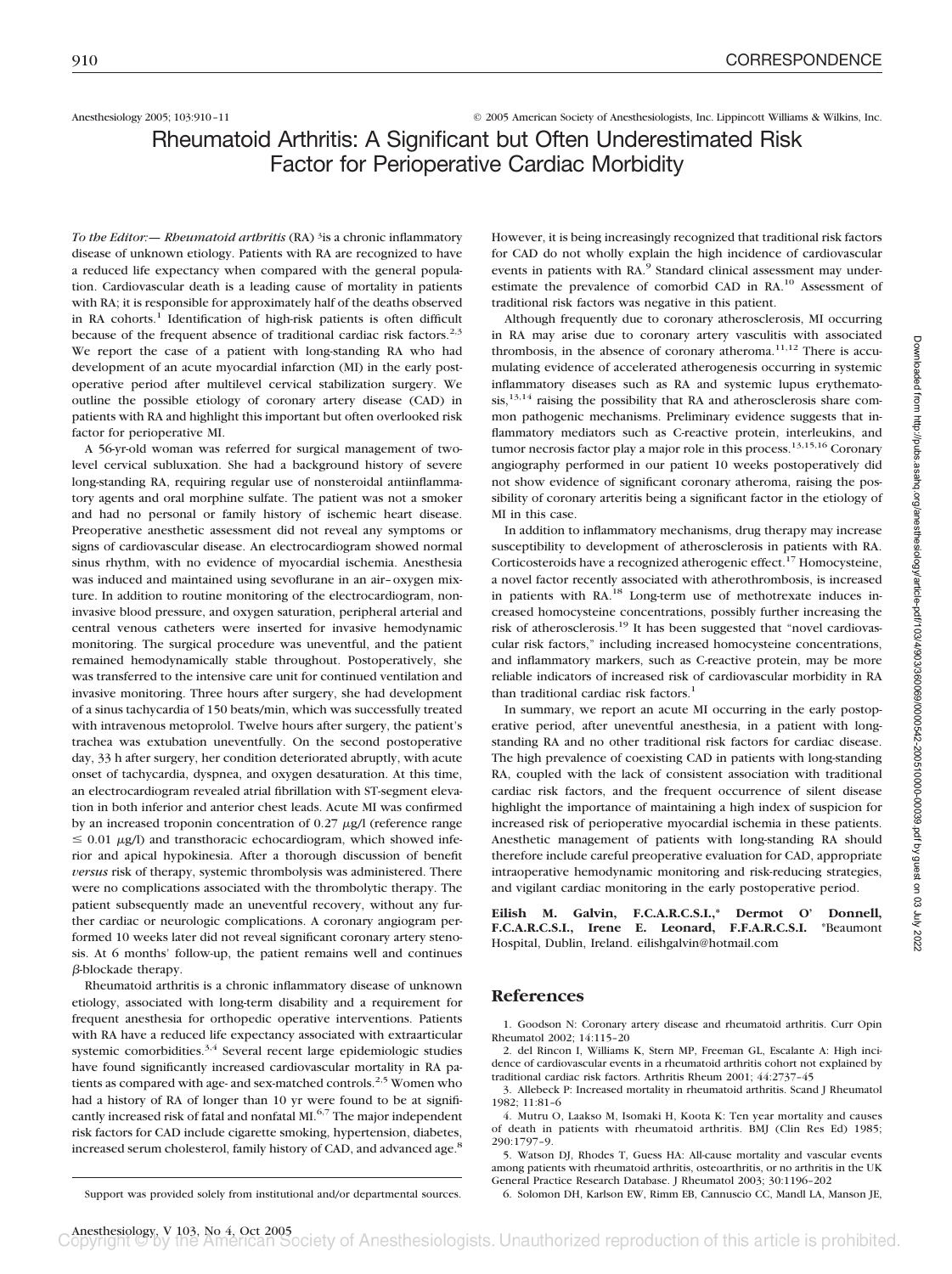Anesthesiology 2005; 103:910–11 © 2005 American Society of Anesthesiologists, Inc. Lippincott Williams & Wilkins, Inc.

# Rheumatoid Arthritis: A Significant but Often Underestimated Risk Factor for Perioperative Cardiac Morbidity

*To the Editor:—* *Rheumatoid arthritis* (RA) [a]is a chronic inflammatory disease of unknown etiology. Patients with RA are recognized to have a reduced life expectancy when compared with the general population. Cardiovascular death is a leading cause of mortality in patients with RA; it is responsible for approximately half of the deaths observed in RA cohorts.[1] Identification of high-risk patients is often difficult because of the frequent absence of traditional cardiac risk factors.[2,3] We report the case of a patient with long-standing RA who had development of an acute myocardial infarction (MI) in the early postoperative period after multilevel cervical stabilization surgery. We outline the possible etiology of coronary artery disease (CAD) in patients with RA and highlight this important but often overlooked risk factor for perioperative MI.

A 56-yr-old woman was referred for surgical management of two-level cervical subluxation. She had a background history of severe long-standing RA, requiring regular use of nonsteroidal antiinflammatory agents and oral morphine sulfate. The patient was not a smoker and had no personal or family history of ischemic heart disease. Preoperative anesthetic assessment did not reveal any symptoms or signs of cardiovascular disease. An electrocardiogram showed normal sinus rhythm, with no evidence of myocardial ischemia. Anesthesia was induced and maintained using sevoflurane in an air–oxygen mixture. In addition to routine monitoring of the electrocardiogram, noninvasive blood pressure, and oxygen saturation, peripheral arterial and central venous catheters were inserted for invasive hemodynamic monitoring. The surgical procedure was uneventful, and the patient remained hemodynamically stable throughout. Postoperatively, she was transferred to the intensive care unit for continued ventilation and invasive monitoring. Three hours after surgery, she had development of a sinus tachycardia of 150 beats/min, which was successfully treated with intravenous metoprolol. Twelve hours after surgery, the patient's trachea was extubation uneventfully. On the second postoperative day, 33 h after surgery, her condition deteriorated abruptly, with acute onset of tachycardia, dyspnea, and oxygen desaturation. At this time, an electrocardiogram revealed atrial fibrillation with ST-segment elevation in both inferior and anterior chest leads. Acute MI was confirmed by an increased troponin concentration of 0.27 $\mu$g/l (reference range $\leq$ 0.01 $\mu$g/l) and transthoracic echocardiogram, which showed inferior and apical hypokinesia. After a thorough discussion of benefit *versus* risk of therapy, systemic thrombolysis was administered. There were no complications associated with the thrombolytic therapy. The patient subsequently made an uneventful recovery, without any further cardiac or neurologic complications. A coronary angiogram performed 10 weeks later did not reveal significant coronary artery stenosis. At 6 months' follow-up, the patient remains well and continues $\beta$-blockade therapy.

Rheumatoid arthritis is a chronic inflammatory disease of unknown etiology, associated with long-term disability and a requirement for frequent anesthesia for orthopedic operative interventions. Patients with RA have a reduced life expectancy associated with extraarticular systemic comorbidities.[3,4] Several recent large epidemiologic studies have found significantly increased cardiovascular mortality in RA patients as compared with age- and sex-matched controls.[2,5] Women who had a history of RA of longer than 10 yr were found to be at significantly increased risk of fatal and nonfatal MI.[6,7] The major independent risk factors for CAD include cigarette smoking, hypertension, diabetes, increased serum cholesterol, family history of CAD, and advanced age.[8] However, it is being increasingly recognized that traditional risk factors for CAD do not wholly explain the high incidence of cardiovascular events in patients with RA.[9] Standard clinical assessment may underestimate the prevalence of comorbid CAD in RA.[10] Assessment of traditional risk factors was negative in this patient.

Although frequently due to coronary atherosclerosis, MI occurring in RA may arise due to coronary artery vasculitis with associated thrombosis, in the absence of coronary atheroma.[11,12] There is accumulating evidence of accelerated atherogenesis occurring in systemic inflammatory diseases such as RA and systemic lupus erythematosis,[13,14] raising the possibility that RA and atherosclerosis share common pathogenic mechanisms. Preliminary evidence suggests that inflammatory mediators such as C-reactive protein, interleukins, and tumor necrosis factor play a major role in this process.[13,15,16] Coronary angiography performed in our patient 10 weeks postoperatively did not show evidence of significant coronary atheroma, raising the possibility of coronary arteritis being a significant factor in the etiology of MI in this case.

In addition to inflammatory mechanisms, drug therapy may increase susceptibility to development of atherosclerosis in patients with RA. Corticosteroids have a recognized atherogenic effect.[17] Homocysteine, a novel factor recently associated with atherothrombosis, is increased in patients with RA.[18] Long-term use of methotrexate induces increased homocysteine concentrations, possibly further increasing the risk of atherosclerosis.[19] It has been suggested that "novel cardiovascular risk factors," including increased homocysteine concentrations, and inflammatory markers, such as C-reactive protein, may be more reliable indicators of increased risk of cardiovascular morbidity in RA than traditional cardiac risk factors.[1]

In summary, we report an acute MI occurring in the early postoperative period, after uneventful anesthesia, in a patient with long-standing RA and no other traditional risk factors for cardiac disease. The high prevalence of coexisting CAD in patients with long-standing RA, coupled with the lack of consistent association with traditional cardiac risk factors, and the frequent occurrence of silent disease highlight the importance of maintaining a high index of suspicion for increased risk of perioperative myocardial ischemia in these patients. Anesthetic management of patients with long-standing RA should therefore include careful preoperative evaluation for CAD, appropriate intraoperative hemodynamic monitoring and risk-reducing strategies, and vigilant cardiac monitoring in the early postoperative period.

**Eilish M. Galvin, F.C.A.R.C.S.I.,\* Dermot O' Donnell, F.C.A.R.C.S.I., Irene E. Leonard, F.F.A.R.C.S.I.** \*Beaumont Hospital, Dublin, Ireland. eilishgalvin@hotmail.com

Support was provided solely from institutional and/or departmental sources.

## References

1. Goodson N: Coronary artery disease and rheumatoid arthritis. Curr Opin Rheumatol 2002; 14:115–20
2. del Rincon I, Williams K, Stern MP, Freeman GL, Escalante A: High incidence of cardiovascular events in a rheumatoid arthritis cohort not explained by traditional cardiac risk factors. Arthritis Rheum 2001; 44:2737–45
3. Allebeck P: Increased mortality in rheumatoid arthritis. Scand J Rheumatol 1982; 11:81–6
4. Mutru O, Laakso M, Isomaki H, Koota K: Ten year mortality and causes of death in patients with rheumatoid arthritis. BMJ (Clin Res Ed) 1985; 290:1797–9.
5. Watson DJ, Rhodes T, Guess HA: All-cause mortality and vascular events among patients with rheumatoid arthritis, osteoarthritis, or no arthritis in the UK General Practice Research Database. J Rheumatol 2003; 30:1196–202
6. Solomon DH, Karlson EW, Rimm EB, Cannuscio CC, Mandl LA, Manson JE,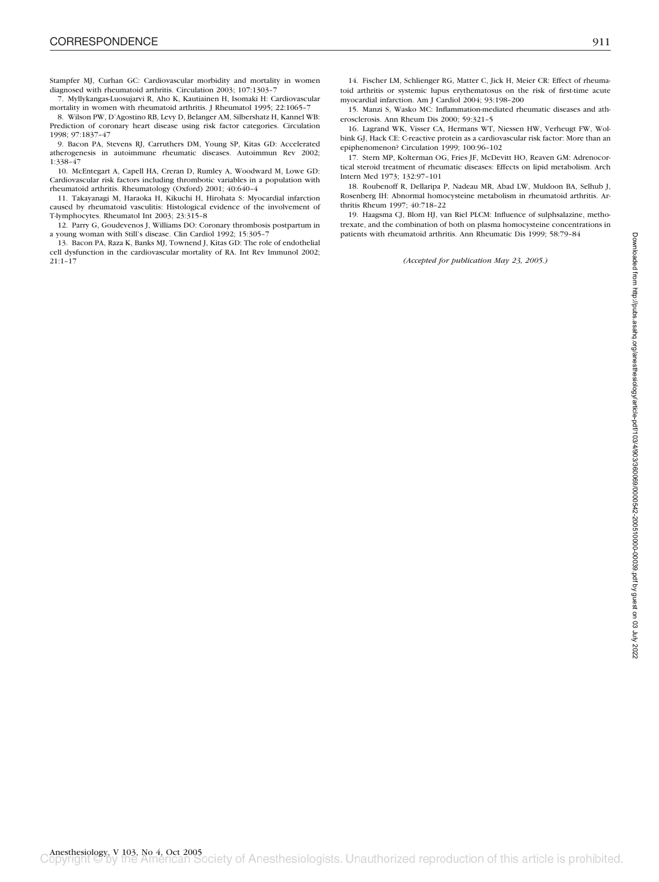Stampfer MJ, Curhan GC: Cardiovascular morbidity and mortality in women diagnosed with rheumatoid arthritis. Circulation 2003; 107:1303–7

7. Myllykangas-Luosujarvi R, Aho K, Kautiainen H, Isomaki H: Cardiovascular mortality in women with rheumatoid arthritis. J Rheumatol 1995; 22:1065–7

8. Wilson PW, D'Agostino RB, Levy D, Belanger AM, Silbershatz H, Kannel WB: Prediction of coronary heart disease using risk factor categories. Circulation 1998; 97:1837–47

9. Bacon PA, Stevens RJ, Carruthers DM, Young SP, Kitas GD: Accelerated atherogenesis in autoimmune rheumatic diseases. Autoimmun Rev 2002; 1:338–47

10. McEntegart A, Capell HA, Creran D, Rumley A, Woodward M, Lowe GD: Cardiovascular risk factors including thrombotic variables in a population with rheumatoid arthritis. Rheumatology (Oxford) 2001; 40:640–4

11. Takayanagi M, Haraoka H, Kikuchi H, Hirohata S: Myocardial infarction caused by rheumatoid vasculitis: Histological evidence of the involvement of T-lymphocytes. Rheumatol Int 2003; 23:315–8

12. Parry G, Goudevenos J, Williams DO: Coronary thrombosis postpartum in a young woman with Still's disease. Clin Cardiol 1992; 15:305–7

13. Bacon PA, Raza K, Banks MJ, Townend J, Kitas GD: The role of endothelial cell dysfunction in the cardiovascular mortality of RA. Int Rev Immunol 2002; 21:1–17

14. Fischer LM, Schlienger RG, Matter C, Jick H, Meier CR: Effect of rheumatoid arthritis or systemic lupus erythematosus on the risk of first-time acute myocardial infarction. Am J Cardiol 2004; 93:198–200

15. Manzi S, Wasko MC: Inflammation-mediated rheumatic diseases and atherosclerosis. Ann Rheum Dis 2000; 59:321–5

16. Lagrand WK, Visser CA, Hermans WT, Niessen HW, Verheugt FW, Wolbink GJ, Hack CE: C-reactive protein as a cardiovascular risk factor: More than an epiphenomenon? Circulation 1999; 100:96–102

17. Stern MP, Kolterman OG, Fries JF, McDevitt HO, Reaven GM: Adrenocortical steroid treatment of rheumatic diseases: Effects on lipid metabolism. Arch Intern Med 1973; 132:97–101

18. Roubenoff R, Dellaripa P, Nadeau MR, Abad LW, Muldoon BA, Selhub J, Rosenberg IH: Abnormal homocysteine metabolism in rheumatoid arthritis. Arthritis Rheum 1997; 40:718–22

19. Haagsma CJ, Blom HJ, van Riel PLCM: Influence of sulphsalazine, methotrexate, and the combination of both on plasma homocysteine concentrations in patients with rheumatoid arthritis. Ann Rheumatic Dis 1999; 58:79–84

*(Accepted for publication May 23, 2005.)*